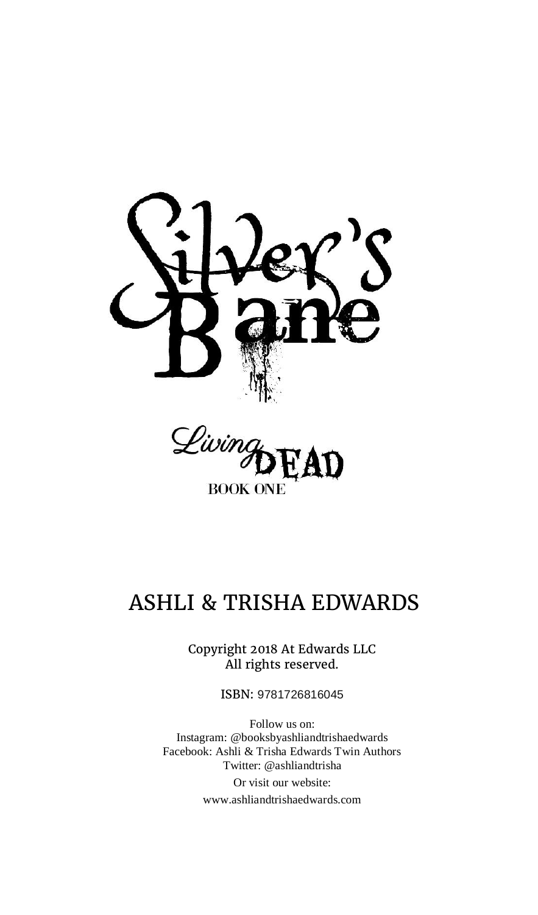# Silver's Bane

## Living Dead

BOOK ONE

ASHLI & TRISHA EDWARDS

Copyright 2018 At Edwards LLC
All rights reserved.

ISBN: 9781726816045

Follow us on:
Instagram: @booksbyashliandtrishaedwards
Facebook: Ashli & Trisha Edwards Twin Authors
Twitter: @ashliandtrisha

Or visit our website:
www.ashliandtrishaedwards.com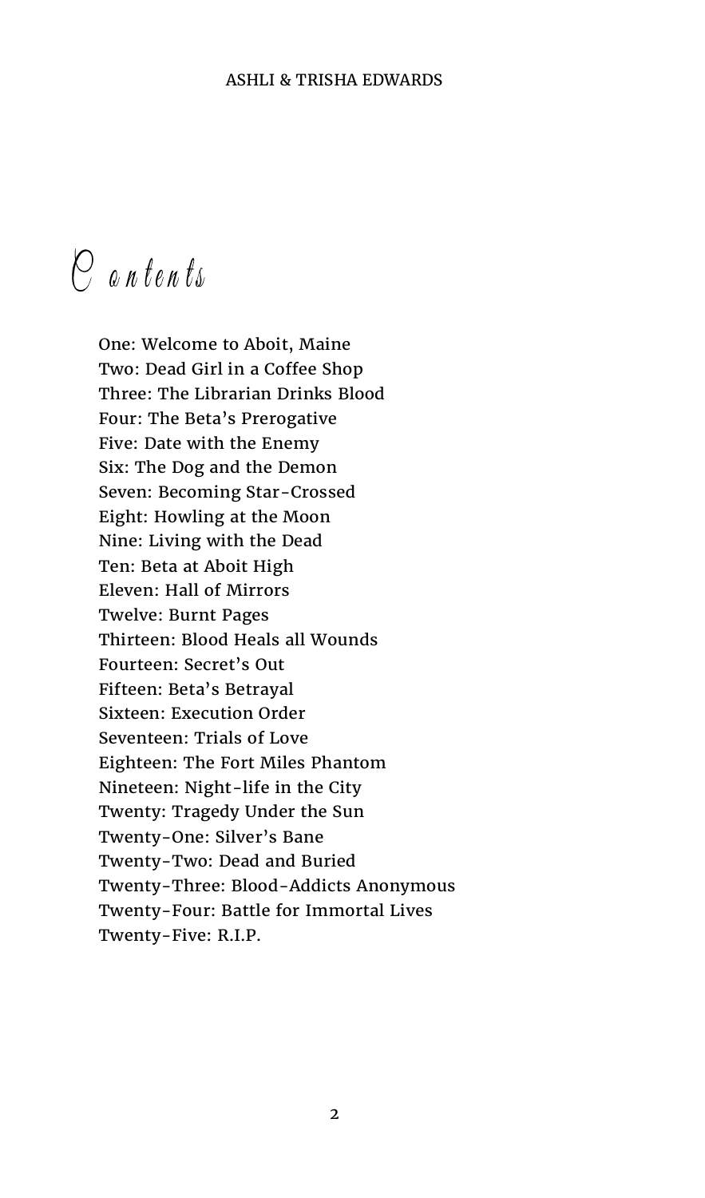# Contents

One: Welcome to Aboit, Maine
Two: Dead Girl in a Coffee Shop
Three: The Librarian Drinks Blood
Four: The Beta's Prerogative
Five: Date with the Enemy
Six: The Dog and the Demon
Seven: Becoming Star-Crossed
Eight: Howling at the Moon
Nine: Living with the Dead
Ten: Beta at Aboit High
Eleven: Hall of Mirrors
Twelve: Burnt Pages
Thirteen: Blood Heals all Wounds
Fourteen: Secret's Out
Fifteen: Beta's Betrayal
Sixteen: Execution Order
Seventeen: Trials of Love
Eighteen: The Fort Miles Phantom
Nineteen: Night-life in the City
Twenty: Tragedy Under the Sun
Twenty-One: Silver's Bane
Twenty-Two: Dead and Buried
Twenty-Three: Blood-Addicts Anonymous
Twenty-Four: Battle for Immortal Lives
Twenty-Five: R.I.P.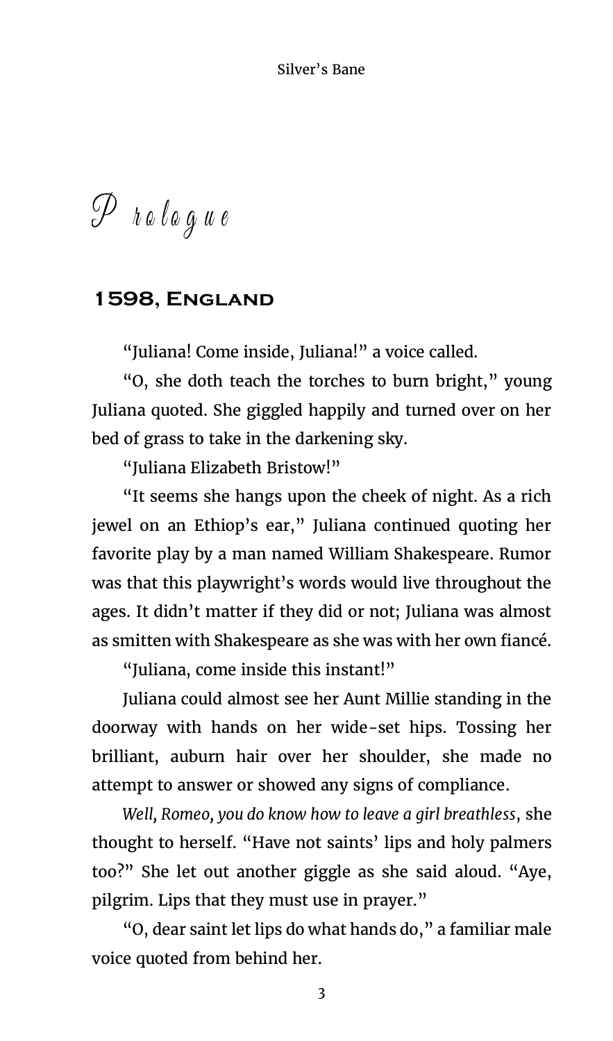# Prologue

## 1598, England

"Juliana! Come inside, Juliana!" a voice called.

"O, she doth teach the torches to burn bright," young Juliana quoted. She giggled happily and turned over on her bed of grass to take in the darkening sky.

"Juliana Elizabeth Bristow!"

"It seems she hangs upon the cheek of night. As a rich jewel on an Ethiop's ear," Juliana continued quoting her favorite play by a man named William Shakespeare. Rumor was that this playwright's words would live throughout the ages. It didn't matter if they did or not; Juliana was almost as smitten with Shakespeare as she was with her own fiancé.

"Juliana, come inside this instant!"

Juliana could almost see her Aunt Millie standing in the doorway with hands on her wide-set hips. Tossing her brilliant, auburn hair over her shoulder, she made no attempt to answer or showed any signs of compliance.

*Well, Romeo, you do know how to leave a girl breathless*, she thought to herself. "Have not saints' lips and holy palmers too?" She let out another giggle as she said aloud. "Aye, pilgrim. Lips that they must use in prayer."

"O, dear saint let lips do what hands do," a familiar male voice quoted from behind her.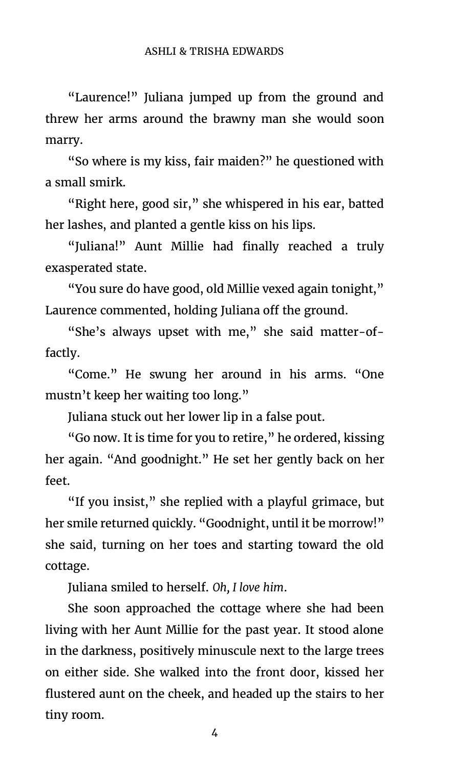"Laurence!" Juliana jumped up from the ground and threw her arms around the brawny man she would soon marry.

"So where is my kiss, fair maiden?" he questioned with a small smirk.

"Right here, good sir," she whispered in his ear, batted her lashes, and planted a gentle kiss on his lips.

"Juliana!" Aunt Millie had finally reached a truly exasperated state.

"You sure do have good, old Millie vexed again tonight," Laurence commented, holding Juliana off the ground.

"She's always upset with me," she said matter-of-factly.

"Come." He swung her around in his arms. "One mustn't keep her waiting too long."

Juliana stuck out her lower lip in a false pout.

"Go now. It is time for you to retire," he ordered, kissing her again. "And goodnight." He set her gently back on her feet.

"If you insist," she replied with a playful grimace, but her smile returned quickly. "Goodnight, until it be morrow!" she said, turning on her toes and starting toward the old cottage.

Juliana smiled to herself. *Oh, I love him.*

She soon approached the cottage where she had been living with her Aunt Millie for the past year. It stood alone in the darkness, positively minuscule next to the large trees on either side. She walked into the front door, kissed her flustered aunt on the cheek, and headed up the stairs to her tiny room.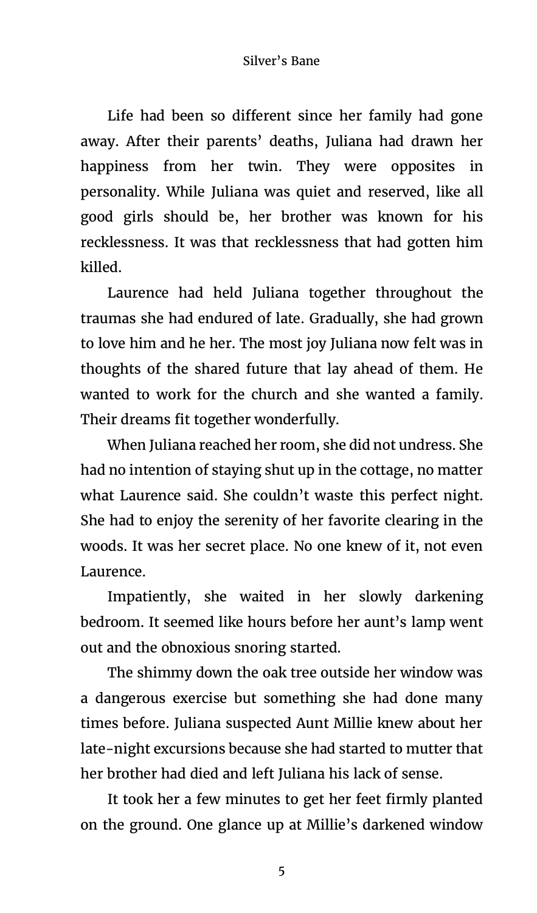Life had been so different since her family had gone away. After their parents' deaths, Juliana had drawn her happiness from her twin. They were opposites in personality. While Juliana was quiet and reserved, like all good girls should be, her brother was known for his recklessness. It was that recklessness that had gotten him killed.

Laurence had held Juliana together throughout the traumas she had endured of late. Gradually, she had grown to love him and he her. The most joy Juliana now felt was in thoughts of the shared future that lay ahead of them. He wanted to work for the church and she wanted a family. Their dreams fit together wonderfully.

When Juliana reached her room, she did not undress. She had no intention of staying shut up in the cottage, no matter what Laurence said. She couldn't waste this perfect night. She had to enjoy the serenity of her favorite clearing in the woods. It was her secret place. No one knew of it, not even Laurence.

Impatiently, she waited in her slowly darkening bedroom. It seemed like hours before her aunt's lamp went out and the obnoxious snoring started.

The shimmy down the oak tree outside her window was a dangerous exercise but something she had done many times before. Juliana suspected Aunt Millie knew about her late-night excursions because she had started to mutter that her brother had died and left Juliana his lack of sense.

It took her a few minutes to get her feet firmly planted on the ground. One glance up at Millie's darkened window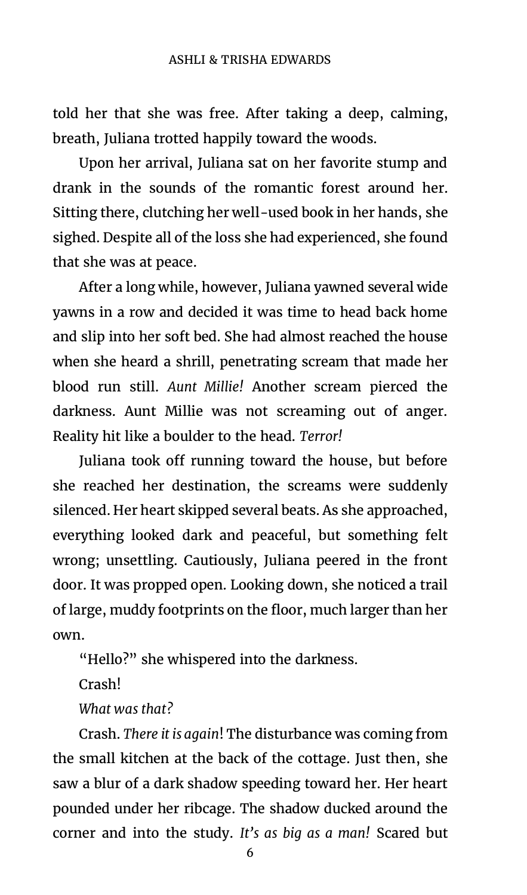told her that she was free. After taking a deep, calming, breath, Juliana trotted happily toward the woods.

Upon her arrival, Juliana sat on her favorite stump and drank in the sounds of the romantic forest around her. Sitting there, clutching her well-used book in her hands, she sighed. Despite all of the loss she had experienced, she found that she was at peace.

After a long while, however, Juliana yawned several wide yawns in a row and decided it was time to head back home and slip into her soft bed. She had almost reached the house when she heard a shrill, penetrating scream that made her blood run still. *Aunt Millie!* Another scream pierced the darkness. Aunt Millie was not screaming out of anger. Reality hit like a boulder to the head. *Terror!*

Juliana took off running toward the house, but before she reached her destination, the screams were suddenly silenced. Her heart skipped several beats. As she approached, everything looked dark and peaceful, but something felt wrong; unsettling. Cautiously, Juliana peered in the front door. It was propped open. Looking down, she noticed a trail of large, muddy footprints on the floor, much larger than her own.

"Hello?" she whispered into the darkness.

Crash!

*What was that?*

Crash. *There it is again*! The disturbance was coming from the small kitchen at the back of the cottage. Just then, she saw a blur of a dark shadow speeding toward her. Her heart pounded under her ribcage. The shadow ducked around the corner and into the study. *It's as big as a man!* Scared but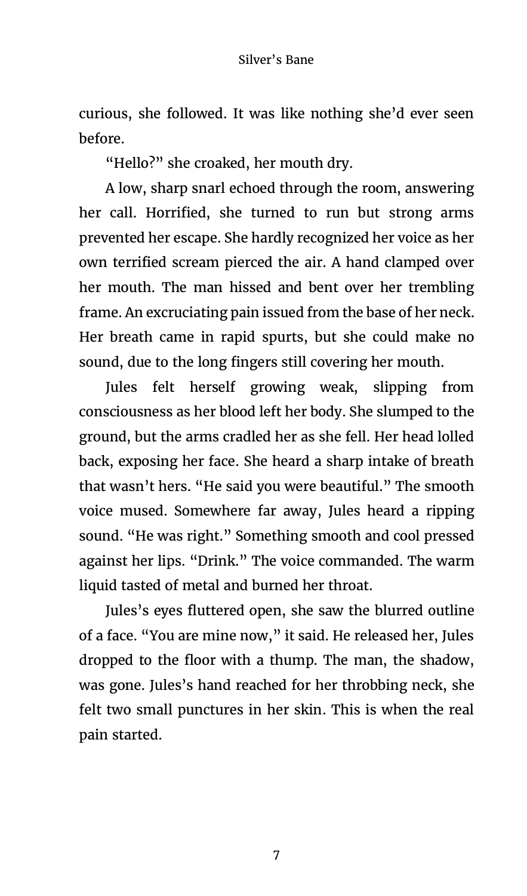curious, she followed. It was like nothing she'd ever seen before.

"Hello?" she croaked, her mouth dry.

A low, sharp snarl echoed through the room, answering her call. Horrified, she turned to run but strong arms prevented her escape. She hardly recognized her voice as her own terrified scream pierced the air. A hand clamped over her mouth. The man hissed and bent over her trembling frame. An excruciating pain issued from the base of her neck. Her breath came in rapid spurts, but she could make no sound, due to the long fingers still covering her mouth.

Jules felt herself growing weak, slipping from consciousness as her blood left her body. She slumped to the ground, but the arms cradled her as she fell. Her head lolled back, exposing her face. She heard a sharp intake of breath that wasn't hers. "He said you were beautiful." The smooth voice mused. Somewhere far away, Jules heard a ripping sound. "He was right." Something smooth and cool pressed against her lips. "Drink." The voice commanded. The warm liquid tasted of metal and burned her throat.

Jules's eyes fluttered open, she saw the blurred outline of a face. "You are mine now," it said. He released her, Jules dropped to the floor with a thump. The man, the shadow, was gone. Jules's hand reached for her throbbing neck, she felt two small punctures in her skin. This is when the real pain started.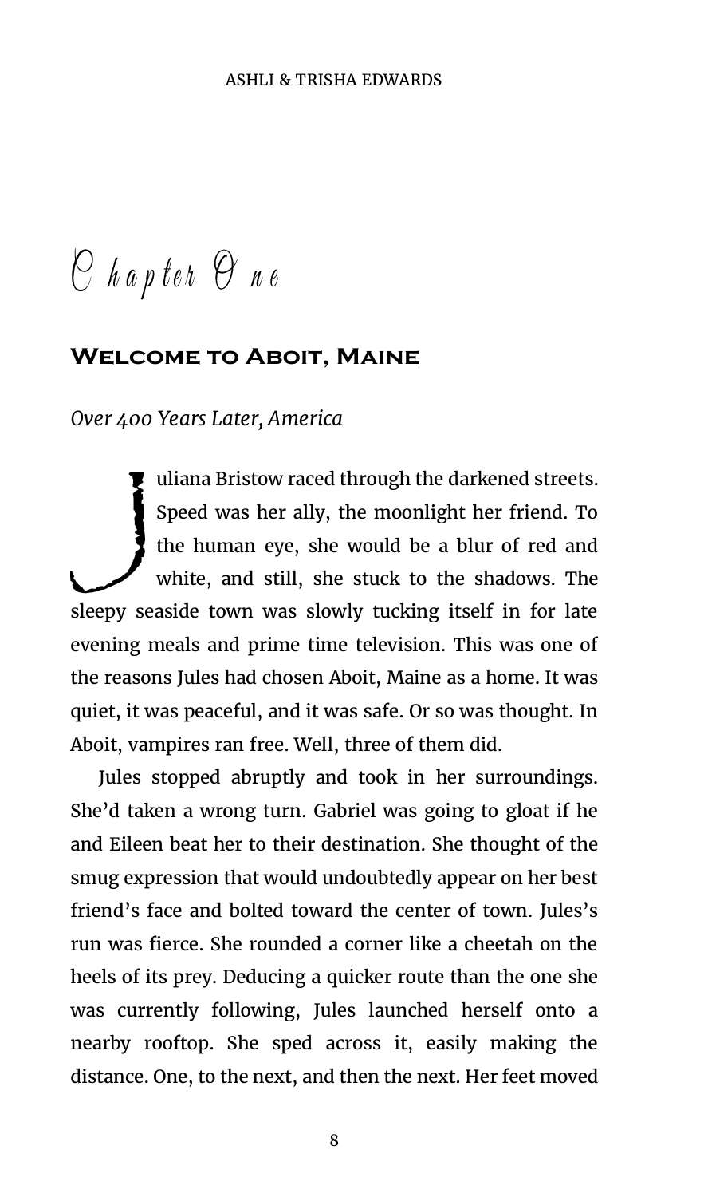# Chapter One

## Welcome to Aboit, Maine

*Over 400 Years Later, America*

Juliana Bristow raced through the darkened streets. Speed was her ally, the moonlight her friend. To the human eye, she would be a blur of red and white, and still, she stuck to the shadows. The sleepy seaside town was slowly tucking itself in for late evening meals and prime time television. This was one of the reasons Jules had chosen Aboit, Maine as a home. It was quiet, it was peaceful, and it was safe. Or so was thought. In Aboit, vampires ran free. Well, three of them did.

Jules stopped abruptly and took in her surroundings. She'd taken a wrong turn. Gabriel was going to gloat if he and Eileen beat her to their destination. She thought of the smug expression that would undoubtedly appear on her best friend's face and bolted toward the center of town. Jules's run was fierce. She rounded a corner like a cheetah on the heels of its prey. Deducing a quicker route than the one she was currently following, Jules launched herself onto a nearby rooftop. She sped across it, easily making the distance. One, to the next, and then the next. Her feet moved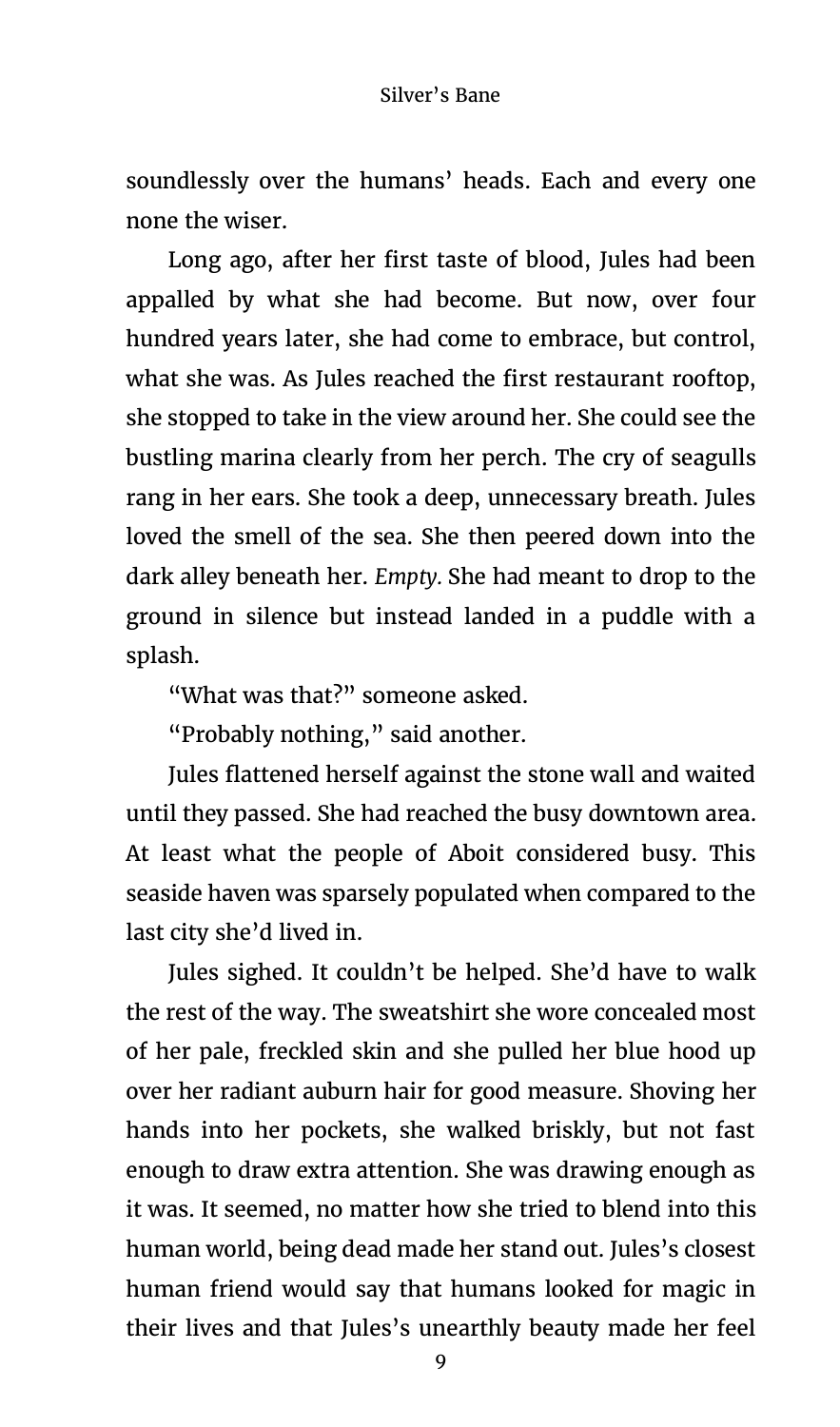soundlessly over the humans' heads. Each and every one none the wiser.

Long ago, after her first taste of blood, Jules had been appalled by what she had become. But now, over four hundred years later, she had come to embrace, but control, what she was. As Jules reached the first restaurant rooftop, she stopped to take in the view around her. She could see the bustling marina clearly from her perch. The cry of seagulls rang in her ears. She took a deep, unnecessary breath. Jules loved the smell of the sea. She then peered down into the dark alley beneath her. *Empty.* She had meant to drop to the ground in silence but instead landed in a puddle with a splash.

"What was that?" someone asked.

"Probably nothing," said another.

Jules flattened herself against the stone wall and waited until they passed. She had reached the busy downtown area. At least what the people of Aboit considered busy. This seaside haven was sparsely populated when compared to the last city she'd lived in.

Jules sighed. It couldn't be helped. She'd have to walk the rest of the way. The sweatshirt she wore concealed most of her pale, freckled skin and she pulled her blue hood up over her radiant auburn hair for good measure. Shoving her hands into her pockets, she walked briskly, but not fast enough to draw extra attention. She was drawing enough as it was. It seemed, no matter how she tried to blend into this human world, being dead made her stand out. Jules's closest human friend would say that humans looked for magic in their lives and that Jules's unearthly beauty made her feel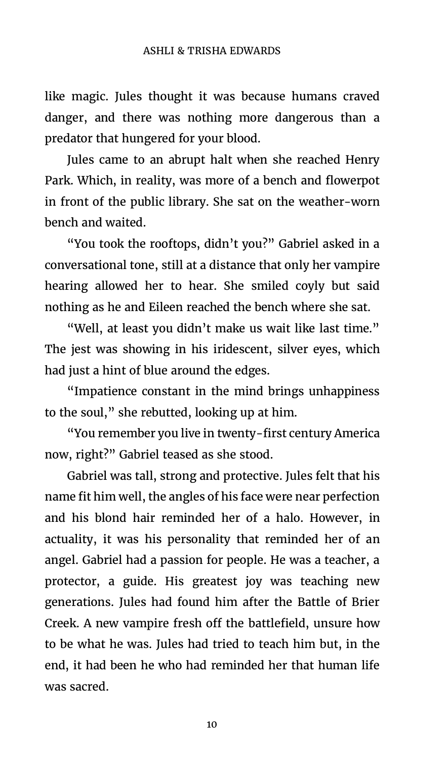like magic. Jules thought it was because humans craved danger, and there was nothing more dangerous than a predator that hungered for your blood.

Jules came to an abrupt halt when she reached Henry Park. Which, in reality, was more of a bench and flowerpot in front of the public library. She sat on the weather-worn bench and waited.

"You took the rooftops, didn't you?" Gabriel asked in a conversational tone, still at a distance that only her vampire hearing allowed her to hear. She smiled coyly but said nothing as he and Eileen reached the bench where she sat.

"Well, at least you didn't make us wait like last time." The jest was showing in his iridescent, silver eyes, which had just a hint of blue around the edges.

"Impatience constant in the mind brings unhappiness to the soul," she rebutted, looking up at him.

"You remember you live in twenty-first century America now, right?" Gabriel teased as she stood.

Gabriel was tall, strong and protective. Jules felt that his name fit him well, the angles of his face were near perfection and his blond hair reminded her of a halo. However, in actuality, it was his personality that reminded her of an angel. Gabriel had a passion for people. He was a teacher, a protector, a guide. His greatest joy was teaching new generations. Jules had found him after the Battle of Brier Creek. A new vampire fresh off the battlefield, unsure how to be what he was. Jules had tried to teach him but, in the end, it had been he who had reminded her that human life was sacred.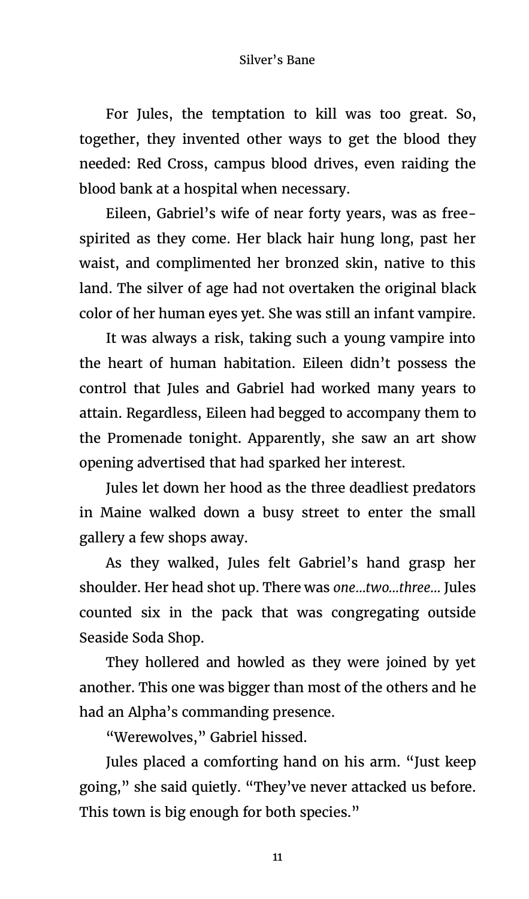For Jules, the temptation to kill was too great. So, together, they invented other ways to get the blood they needed: Red Cross, campus blood drives, even raiding the blood bank at a hospital when necessary.

Eileen, Gabriel's wife of near forty years, was as free-spirited as they come. Her black hair hung long, past her waist, and complimented her bronzed skin, native to this land. The silver of age had not overtaken the original black color of her human eyes yet. She was still an infant vampire.

It was always a risk, taking such a young vampire into the heart of human habitation. Eileen didn't possess the control that Jules and Gabriel had worked many years to attain. Regardless, Eileen had begged to accompany them to the Promenade tonight. Apparently, she saw an art show opening advertised that had sparked her interest.

Jules let down her hood as the three deadliest predators in Maine walked down a busy street to enter the small gallery a few shops away.

As they walked, Jules felt Gabriel's hand grasp her shoulder. Her head shot up. There was *one…two…three…* Jules counted six in the pack that was congregating outside Seaside Soda Shop.

They hollered and howled as they were joined by yet another. This one was bigger than most of the others and he had an Alpha's commanding presence.

"Werewolves," Gabriel hissed.

Jules placed a comforting hand on his arm. "Just keep going," she said quietly. "They've never attacked us before. This town is big enough for both species."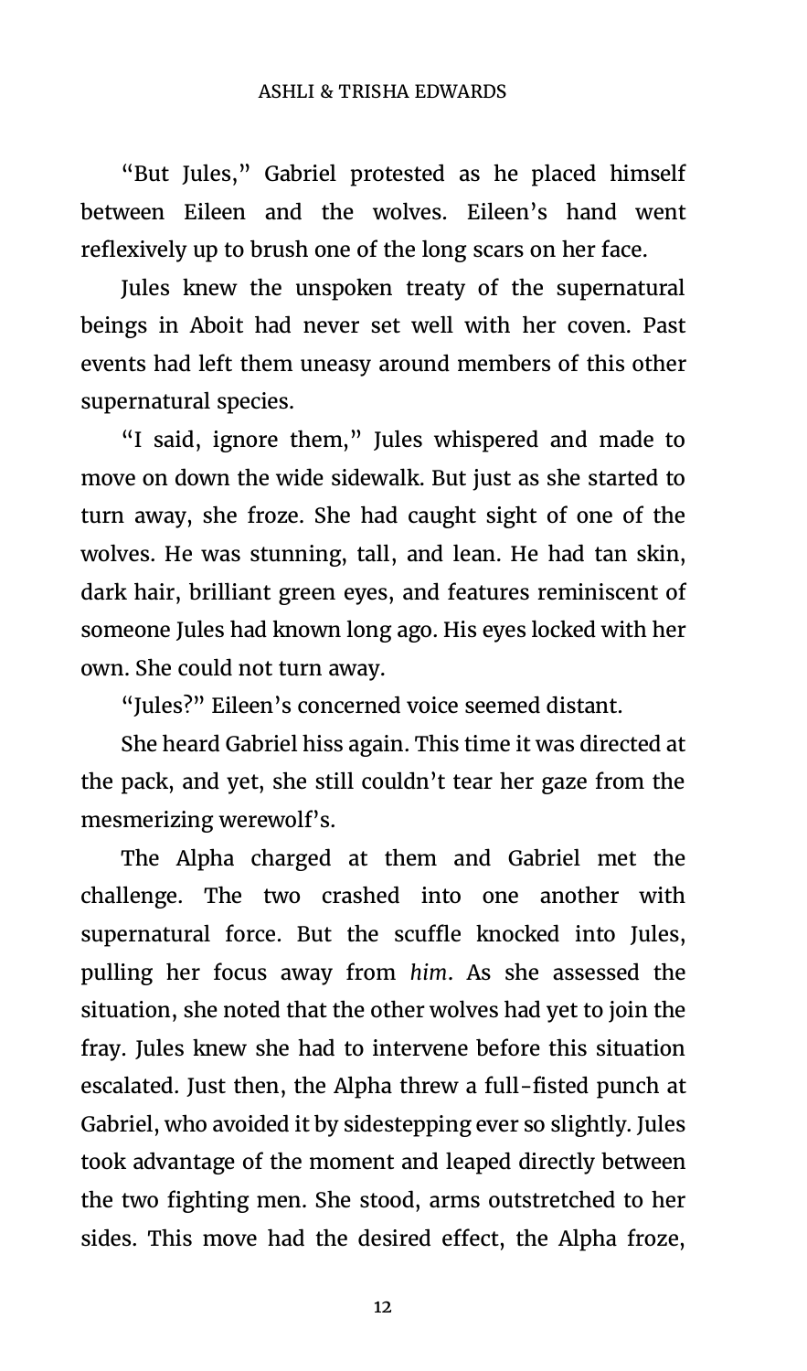"But Jules," Gabriel protested as he placed himself between Eileen and the wolves. Eileen's hand went reflexively up to brush one of the long scars on her face.

Jules knew the unspoken treaty of the supernatural beings in Aboit had never set well with her coven. Past events had left them uneasy around members of this other supernatural species.

"I said, ignore them," Jules whispered and made to move on down the wide sidewalk. But just as she started to turn away, she froze. She had caught sight of one of the wolves. He was stunning, tall, and lean. He had tan skin, dark hair, brilliant green eyes, and features reminiscent of someone Jules had known long ago. His eyes locked with her own. She could not turn away.

"Jules?" Eileen's concerned voice seemed distant.

She heard Gabriel hiss again. This time it was directed at the pack, and yet, she still couldn't tear her gaze from the mesmerizing werewolf's.

The Alpha charged at them and Gabriel met the challenge. The two crashed into one another with supernatural force. But the scuffle knocked into Jules, pulling her focus away from *him*. As she assessed the situation, she noted that the other wolves had yet to join the fray. Jules knew she had to intervene before this situation escalated. Just then, the Alpha threw a full-fisted punch at Gabriel, who avoided it by sidestepping ever so slightly. Jules took advantage of the moment and leaped directly between the two fighting men. She stood, arms outstretched to her sides. This move had the desired effect, the Alpha froze,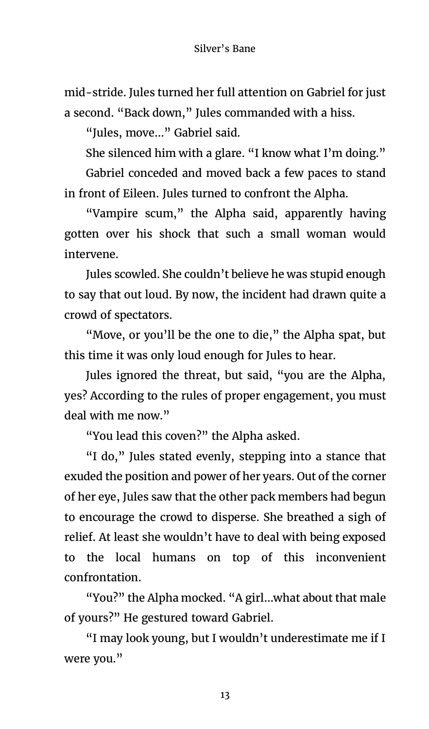mid-stride. Jules turned her full attention on Gabriel for just a second. "Back down," Jules commanded with a hiss.

"Jules, move…" Gabriel said.

She silenced him with a glare. "I know what I'm doing."

Gabriel conceded and moved back a few paces to stand in front of Eileen. Jules turned to confront the Alpha.

"Vampire scum," the Alpha said, apparently having gotten over his shock that such a small woman would intervene.

Jules scowled. She couldn't believe he was stupid enough to say that out loud. By now, the incident had drawn quite a crowd of spectators.

"Move, or you'll be the one to die," the Alpha spat, but this time it was only loud enough for Jules to hear.

Jules ignored the threat, but said, "you are the Alpha, yes? According to the rules of proper engagement, you must deal with me now."

"You lead this coven?" the Alpha asked.

"I do," Jules stated evenly, stepping into a stance that exuded the position and power of her years. Out of the corner of her eye, Jules saw that the other pack members had begun to encourage the crowd to disperse. She breathed a sigh of relief. At least she wouldn't have to deal with being exposed to the local humans on top of this inconvenient confrontation.

"You?" the Alpha mocked. "A girl…what about that male of yours?" He gestured toward Gabriel.

"I may look young, but I wouldn't underestimate me if I were you."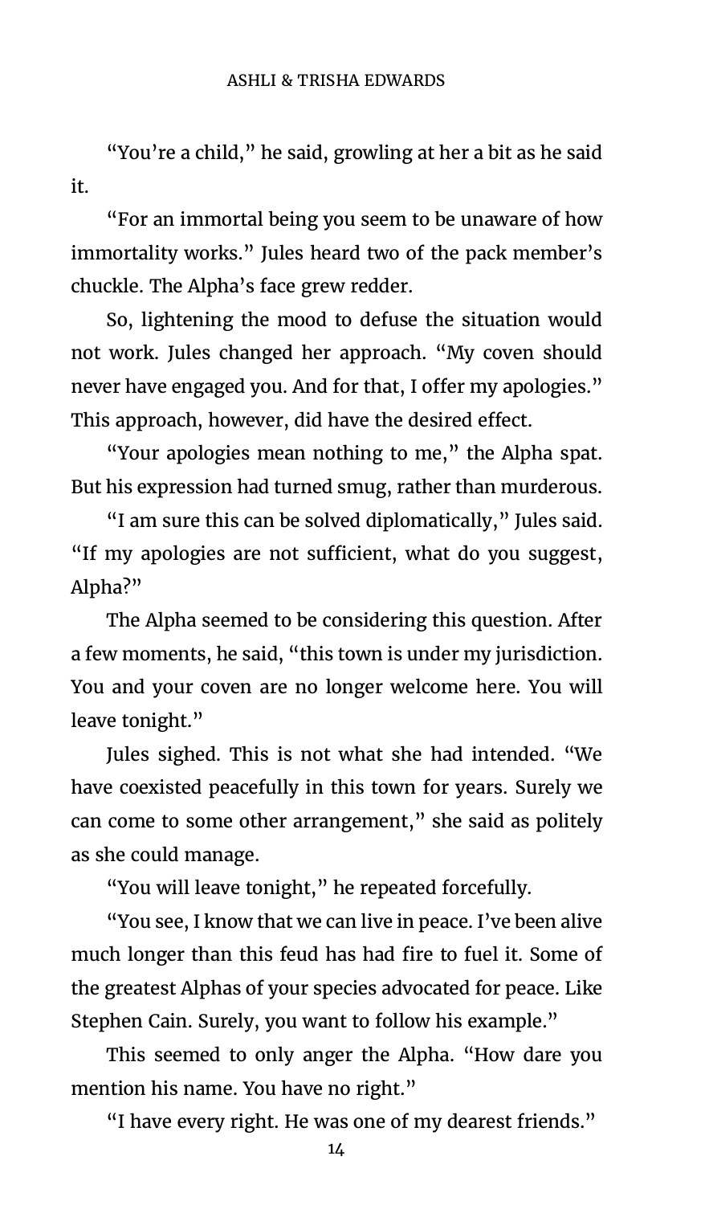"You're a child," he said, growling at her a bit as he said it.

"For an immortal being you seem to be unaware of how immortality works." Jules heard two of the pack member's chuckle. The Alpha's face grew redder.

So, lightening the mood to defuse the situation would not work. Jules changed her approach. "My coven should never have engaged you. And for that, I offer my apologies." This approach, however, did have the desired effect.

"Your apologies mean nothing to me," the Alpha spat. But his expression had turned smug, rather than murderous.

"I am sure this can be solved diplomatically," Jules said. "If my apologies are not sufficient, what do you suggest, Alpha?"

The Alpha seemed to be considering this question. After a few moments, he said, "this town is under my jurisdiction. You and your coven are no longer welcome here. You will leave tonight."

Jules sighed. This is not what she had intended. "We have coexisted peacefully in this town for years. Surely we can come to some other arrangement," she said as politely as she could manage.

"You will leave tonight," he repeated forcefully.

"You see, I know that we can live in peace. I've been alive much longer than this feud has had fire to fuel it. Some of the greatest Alphas of your species advocated for peace. Like Stephen Cain. Surely, you want to follow his example."

This seemed to only anger the Alpha. "How dare you mention his name. You have no right."

"I have every right. He was one of my dearest friends."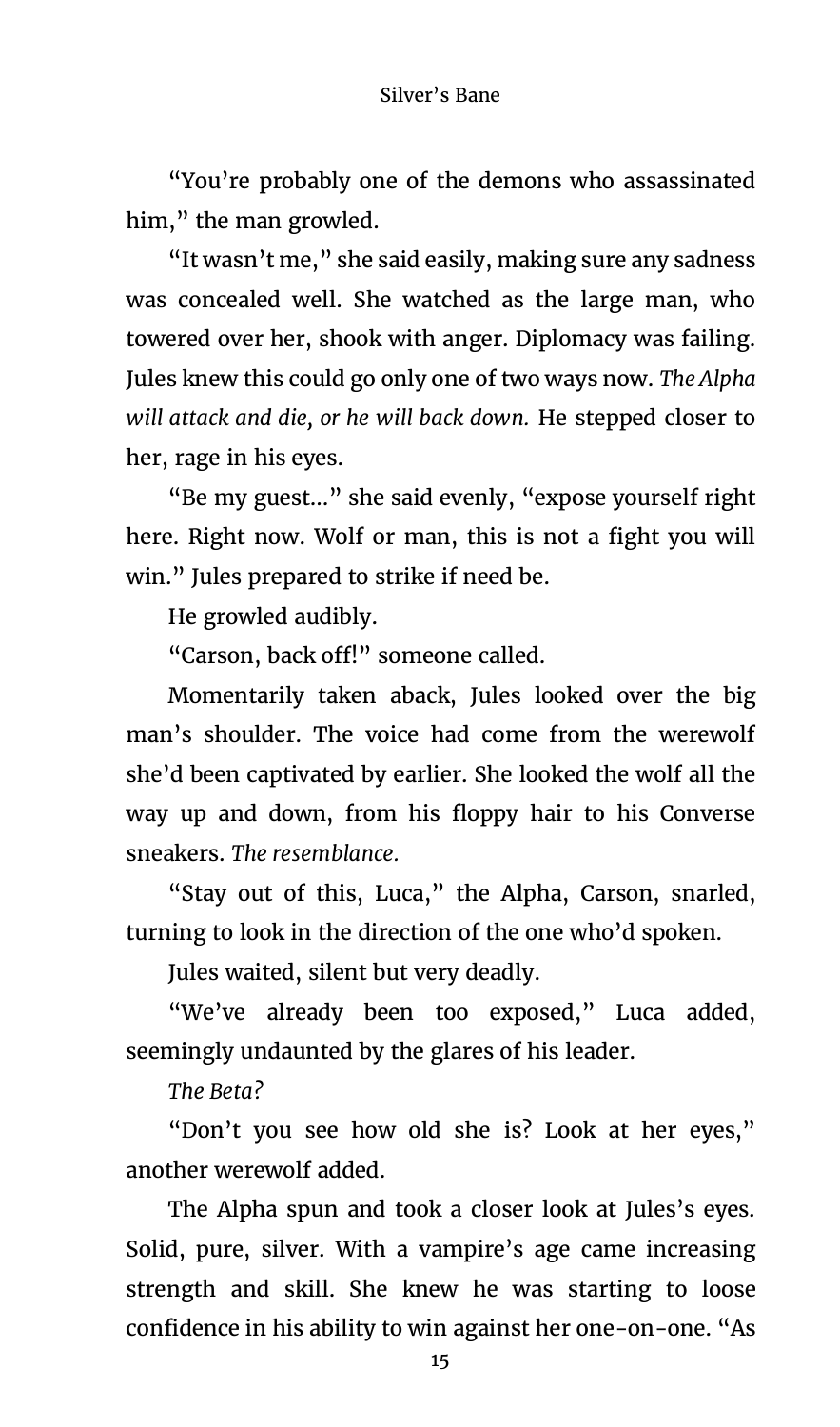"You're probably one of the demons who assassinated him," the man growled.

"It wasn't me," she said easily, making sure any sadness was concealed well. She watched as the large man, who towered over her, shook with anger. Diplomacy was failing. Jules knew this could go only one of two ways now. *The Alpha will attack and die, or he will back down.* He stepped closer to her, rage in his eyes.

"Be my guest…" she said evenly, "expose yourself right here. Right now. Wolf or man, this is not a fight you will win." Jules prepared to strike if need be.

He growled audibly.

"Carson, back off!" someone called.

Momentarily taken aback, Jules looked over the big man's shoulder. The voice had come from the werewolf she'd been captivated by earlier. She looked the wolf all the way up and down, from his floppy hair to his Converse sneakers. *The resemblance.*

"Stay out of this, Luca," the Alpha, Carson, snarled, turning to look in the direction of the one who'd spoken.

Jules waited, silent but very deadly.

"We've already been too exposed," Luca added, seemingly undaunted by the glares of his leader.

*The Beta?*

"Don't you see how old she is? Look at her eyes," another werewolf added.

The Alpha spun and took a closer look at Jules's eyes. Solid, pure, silver. With a vampire's age came increasing strength and skill. She knew he was starting to loose confidence in his ability to win against her one-on-one. "As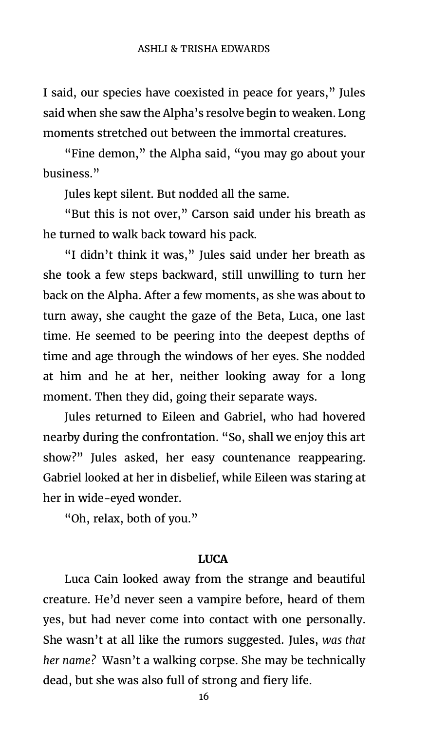I said, our species have coexisted in peace for years," Jules said when she saw the Alpha's resolve begin to weaken. Long moments stretched out between the immortal creatures.

"Fine demon," the Alpha said, "you may go about your business."

Jules kept silent. But nodded all the same.

"But this is not over," Carson said under his breath as he turned to walk back toward his pack.

"I didn't think it was," Jules said under her breath as she took a few steps backward, still unwilling to turn her back on the Alpha. After a few moments, as she was about to turn away, she caught the gaze of the Beta, Luca, one last time. He seemed to be peering into the deepest depths of time and age through the windows of her eyes. She nodded at him and he at her, neither looking away for a long moment. Then they did, going their separate ways.

Jules returned to Eileen and Gabriel, who had hovered nearby during the confrontation. "So, shall we enjoy this art show?" Jules asked, her easy countenance reappearing. Gabriel looked at her in disbelief, while Eileen was staring at her in wide-eyed wonder.

"Oh, relax, both of you."

**LUCA**

Luca Cain looked away from the strange and beautiful creature. He'd never seen a vampire before, heard of them yes, but had never come into contact with one personally. She wasn't at all like the rumors suggested. Jules, *was that her name?* Wasn't a walking corpse. She may be technically dead, but she was also full of strong and fiery life.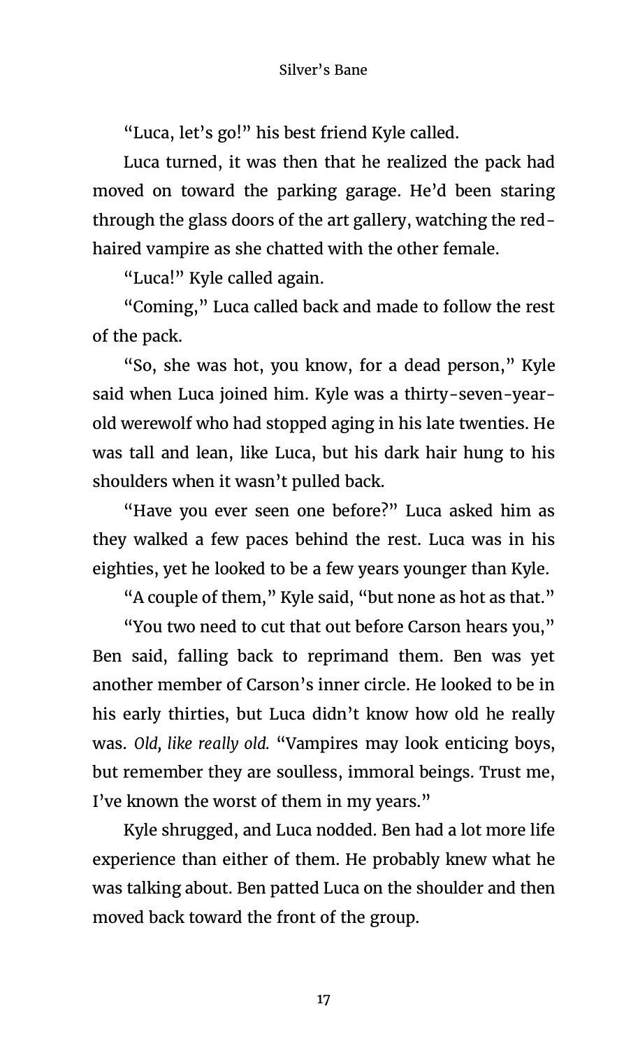"Luca, let's go!" his best friend Kyle called.

Luca turned, it was then that he realized the pack had moved on toward the parking garage. He'd been staring through the glass doors of the art gallery, watching the red-haired vampire as she chatted with the other female.

"Luca!" Kyle called again.

"Coming," Luca called back and made to follow the rest of the pack.

"So, she was hot, you know, for a dead person," Kyle said when Luca joined him. Kyle was a thirty-seven-year-old werewolf who had stopped aging in his late twenties. He was tall and lean, like Luca, but his dark hair hung to his shoulders when it wasn't pulled back.

"Have you ever seen one before?" Luca asked him as they walked a few paces behind the rest. Luca was in his eighties, yet he looked to be a few years younger than Kyle.

"A couple of them," Kyle said, "but none as hot as that."

"You two need to cut that out before Carson hears you," Ben said, falling back to reprimand them. Ben was yet another member of Carson's inner circle. He looked to be in his early thirties, but Luca didn't know how old he really was. *Old, like really old.* "Vampires may look enticing boys, but remember they are soulless, immoral beings. Trust me, I've known the worst of them in my years."

Kyle shrugged, and Luca nodded. Ben had a lot more life experience than either of them. He probably knew what he was talking about. Ben patted Luca on the shoulder and then moved back toward the front of the group.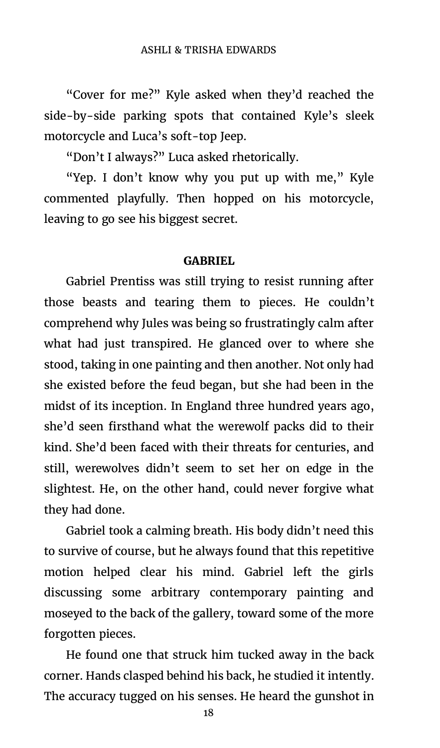"Cover for me?" Kyle asked when they'd reached the side-by-side parking spots that contained Kyle's sleek motorcycle and Luca's soft-top Jeep.

"Don't I always?" Luca asked rhetorically.

"Yep. I don't know why you put up with me," Kyle commented playfully. Then hopped on his motorcycle, leaving to go see his biggest secret.

**GABRIEL**

Gabriel Prentiss was still trying to resist running after those beasts and tearing them to pieces. He couldn't comprehend why Jules was being so frustratingly calm after what had just transpired. He glanced over to where she stood, taking in one painting and then another. Not only had she existed before the feud began, but she had been in the midst of its inception. In England three hundred years ago, she'd seen firsthand what the werewolf packs did to their kind. She'd been faced with their threats for centuries, and still, werewolves didn't seem to set her on edge in the slightest. He, on the other hand, could never forgive what they had done.

Gabriel took a calming breath. His body didn't need this to survive of course, but he always found that this repetitive motion helped clear his mind. Gabriel left the girls discussing some arbitrary contemporary painting and moseyed to the back of the gallery, toward some of the more forgotten pieces.

He found one that struck him tucked away in the back corner. Hands clasped behind his back, he studied it intently. The accuracy tugged on his senses. He heard the gunshot in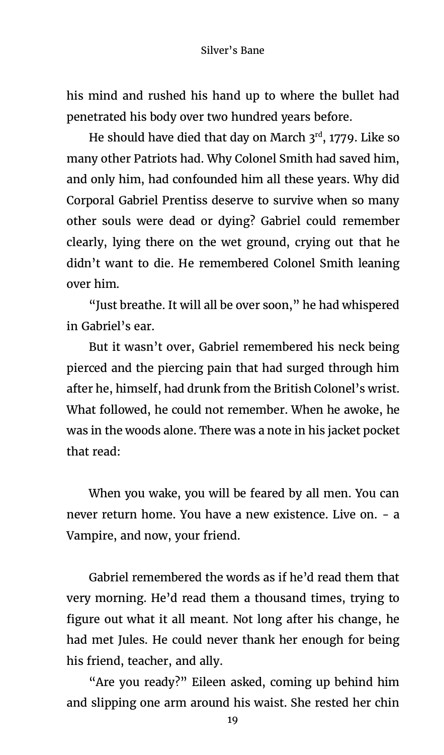his mind and rushed his hand up to where the bullet had penetrated his body over two hundred years before.

He should have died that day on March 3rd, 1779. Like so many other Patriots had. Why Colonel Smith had saved him, and only him, had confounded him all these years. Why did Corporal Gabriel Prentiss deserve to survive when so many other souls were dead or dying? Gabriel could remember clearly, lying there on the wet ground, crying out that he didn't want to die. He remembered Colonel Smith leaning over him.

"Just breathe. It will all be over soon," he had whispered in Gabriel's ear.

But it wasn't over, Gabriel remembered his neck being pierced and the piercing pain that had surged through him after he, himself, had drunk from the British Colonel's wrist. What followed, he could not remember. When he awoke, he was in the woods alone. There was a note in his jacket pocket that read:

When you wake, you will be feared by all men. You can never return home. You have a new existence. Live on. - a Vampire, and now, your friend.

Gabriel remembered the words as if he'd read them that very morning. He'd read them a thousand times, trying to figure out what it all meant. Not long after his change, he had met Jules. He could never thank her enough for being his friend, teacher, and ally.

"Are you ready?" Eileen asked, coming up behind him and slipping one arm around his waist. She rested her chin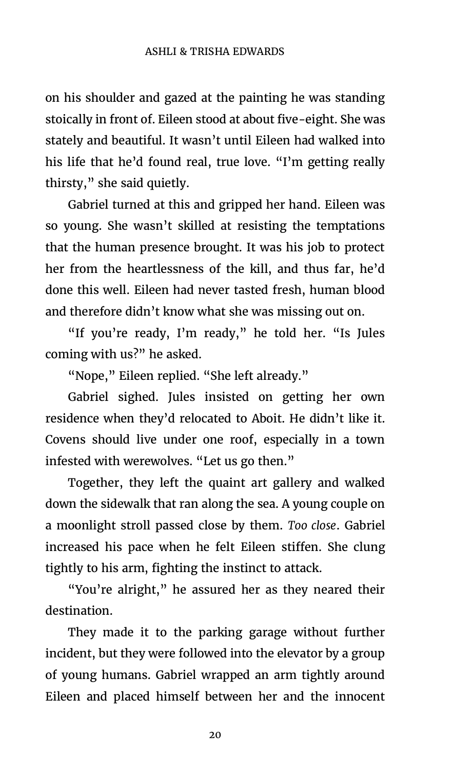on his shoulder and gazed at the painting he was standing stoically in front of. Eileen stood at about five-eight. She was stately and beautiful. It wasn't until Eileen had walked into his life that he'd found real, true love. "I'm getting really thirsty," she said quietly.

Gabriel turned at this and gripped her hand. Eileen was so young. She wasn't skilled at resisting the temptations that the human presence brought. It was his job to protect her from the heartlessness of the kill, and thus far, he'd done this well. Eileen had never tasted fresh, human blood and therefore didn't know what she was missing out on.

"If you're ready, I'm ready," he told her. "Is Jules coming with us?" he asked.

"Nope," Eileen replied. "She left already."

Gabriel sighed. Jules insisted on getting her own residence when they'd relocated to Aboit. He didn't like it. Covens should live under one roof, especially in a town infested with werewolves. "Let us go then."

Together, they left the quaint art gallery and walked down the sidewalk that ran along the sea. A young couple on a moonlight stroll passed close by them. *Too close*. Gabriel increased his pace when he felt Eileen stiffen. She clung tightly to his arm, fighting the instinct to attack.

"You're alright," he assured her as they neared their destination.

They made it to the parking garage without further incident, but they were followed into the elevator by a group of young humans. Gabriel wrapped an arm tightly around Eileen and placed himself between her and the innocent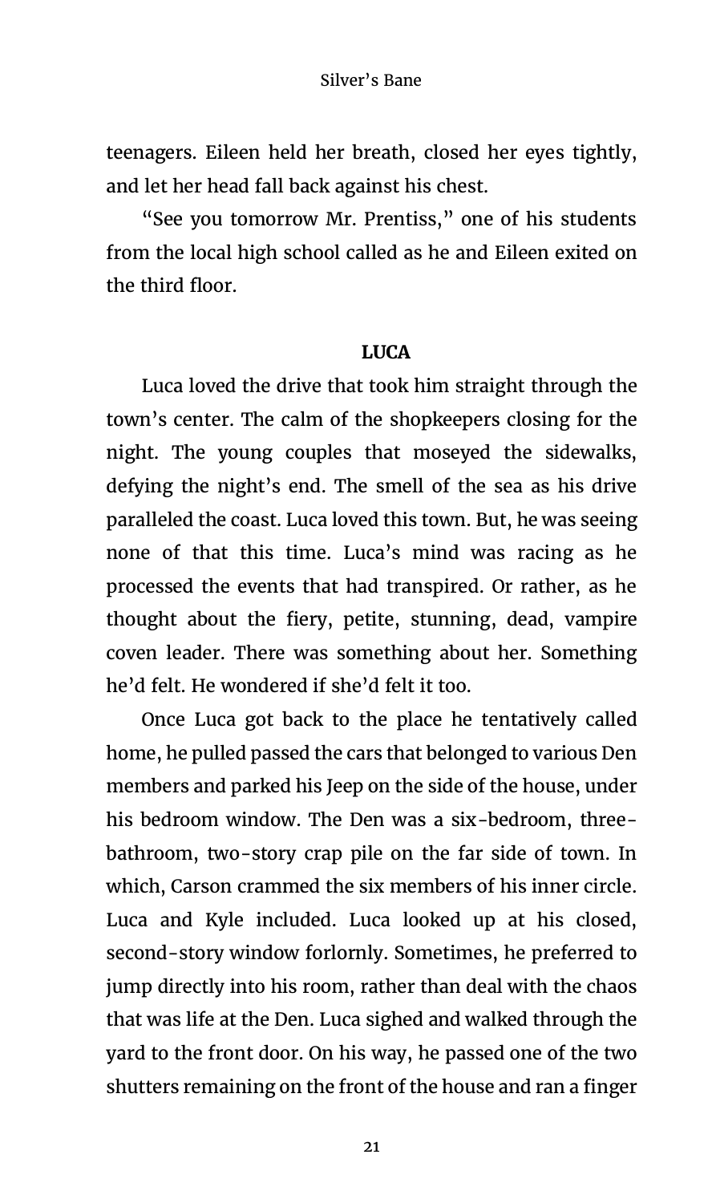teenagers. Eileen held her breath, closed her eyes tightly, and let her head fall back against his chest.

"See you tomorrow Mr. Prentiss," one of his students from the local high school called as he and Eileen exited on the third floor.

**LUCA**

Luca loved the drive that took him straight through the town's center. The calm of the shopkeepers closing for the night. The young couples that moseyed the sidewalks, defying the night's end. The smell of the sea as his drive paralleled the coast. Luca loved this town. But, he was seeing none of that this time. Luca's mind was racing as he processed the events that had transpired. Or rather, as he thought about the fiery, petite, stunning, dead, vampire coven leader. There was something about her. Something he'd felt. He wondered if she'd felt it too.

Once Luca got back to the place he tentatively called home, he pulled passed the cars that belonged to various Den members and parked his Jeep on the side of the house, under his bedroom window. The Den was a six-bedroom, three-bathroom, two-story crap pile on the far side of town. In which, Carson crammed the six members of his inner circle. Luca and Kyle included. Luca looked up at his closed, second-story window forlornly. Sometimes, he preferred to jump directly into his room, rather than deal with the chaos that was life at the Den. Luca sighed and walked through the yard to the front door. On his way, he passed one of the two shutters remaining on the front of the house and ran a finger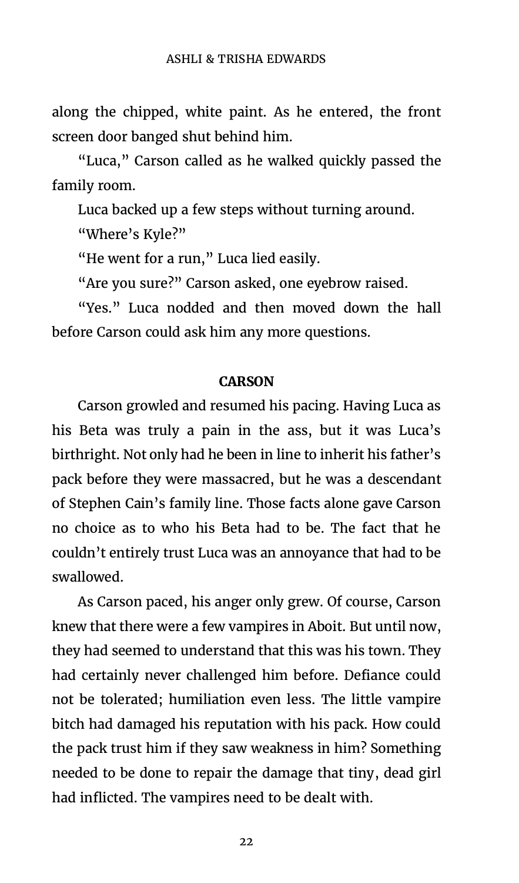along the chipped, white paint. As he entered, the front screen door banged shut behind him.

"Luca," Carson called as he walked quickly passed the family room.

Luca backed up a few steps without turning around.

"Where's Kyle?"

"He went for a run," Luca lied easily.

"Are you sure?" Carson asked, one eyebrow raised.

"Yes." Luca nodded and then moved down the hall before Carson could ask him any more questions.

**CARSON**

Carson growled and resumed his pacing. Having Luca as his Beta was truly a pain in the ass, but it was Luca's birthright. Not only had he been in line to inherit his father's pack before they were massacred, but he was a descendant of Stephen Cain's family line. Those facts alone gave Carson no choice as to who his Beta had to be. The fact that he couldn't entirely trust Luca was an annoyance that had to be swallowed.

As Carson paced, his anger only grew. Of course, Carson knew that there were a few vampires in Aboit. But until now, they had seemed to understand that this was his town. They had certainly never challenged him before. Defiance could not be tolerated; humiliation even less. The little vampire bitch had damaged his reputation with his pack. How could the pack trust him if they saw weakness in him? Something needed to be done to repair the damage that tiny, dead girl had inflicted. The vampires need to be dealt with.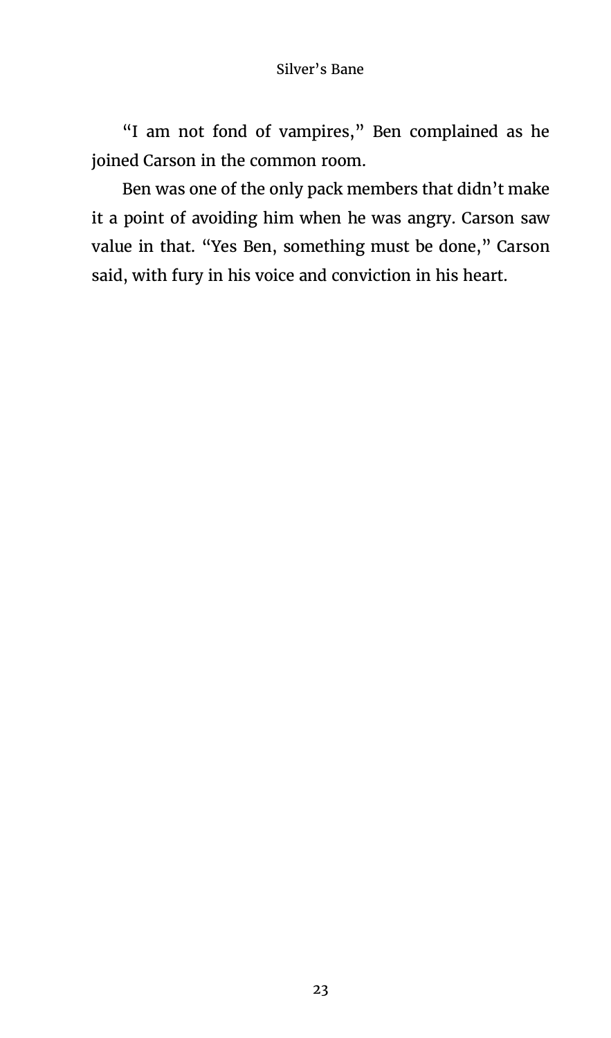"I am not fond of vampires," Ben complained as he joined Carson in the common room.

Ben was one of the only pack members that didn't make it a point of avoiding him when he was angry. Carson saw value in that. "Yes Ben, something must be done," Carson said, with fury in his voice and conviction in his heart.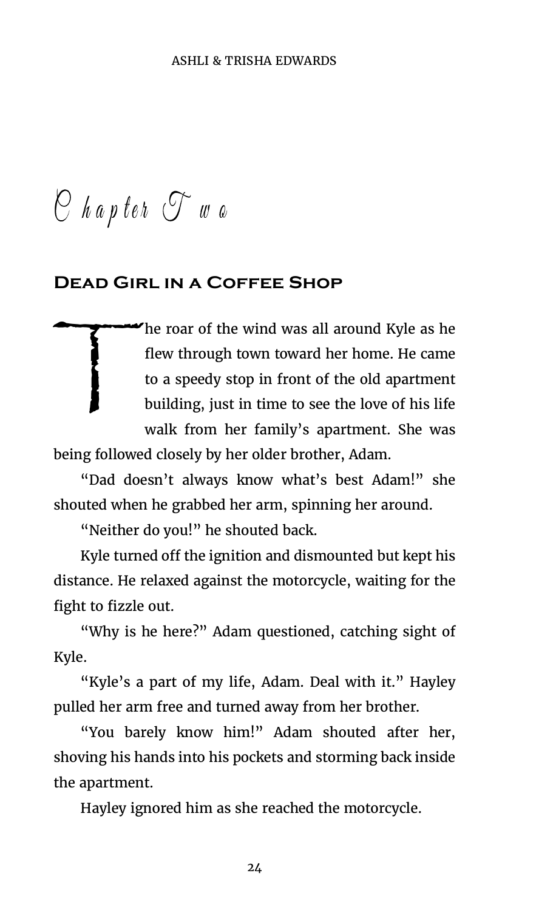# Chapter Two

## Dead Girl in a Coffee Shop

The roar of the wind was all around Kyle as he flew through town toward her home. He came to a speedy stop in front of the old apartment building, just in time to see the love of his life walk from her family's apartment. She was being followed closely by her older brother, Adam.

"Dad doesn't always know what's best Adam!" she shouted when he grabbed her arm, spinning her around.

"Neither do you!" he shouted back.

Kyle turned off the ignition and dismounted but kept his distance. He relaxed against the motorcycle, waiting for the fight to fizzle out.

"Why is he here?" Adam questioned, catching sight of Kyle.

"Kyle's a part of my life, Adam. Deal with it." Hayley pulled her arm free and turned away from her brother.

"You barely know him!" Adam shouted after her, shoving his hands into his pockets and storming back inside the apartment.

Hayley ignored him as she reached the motorcycle.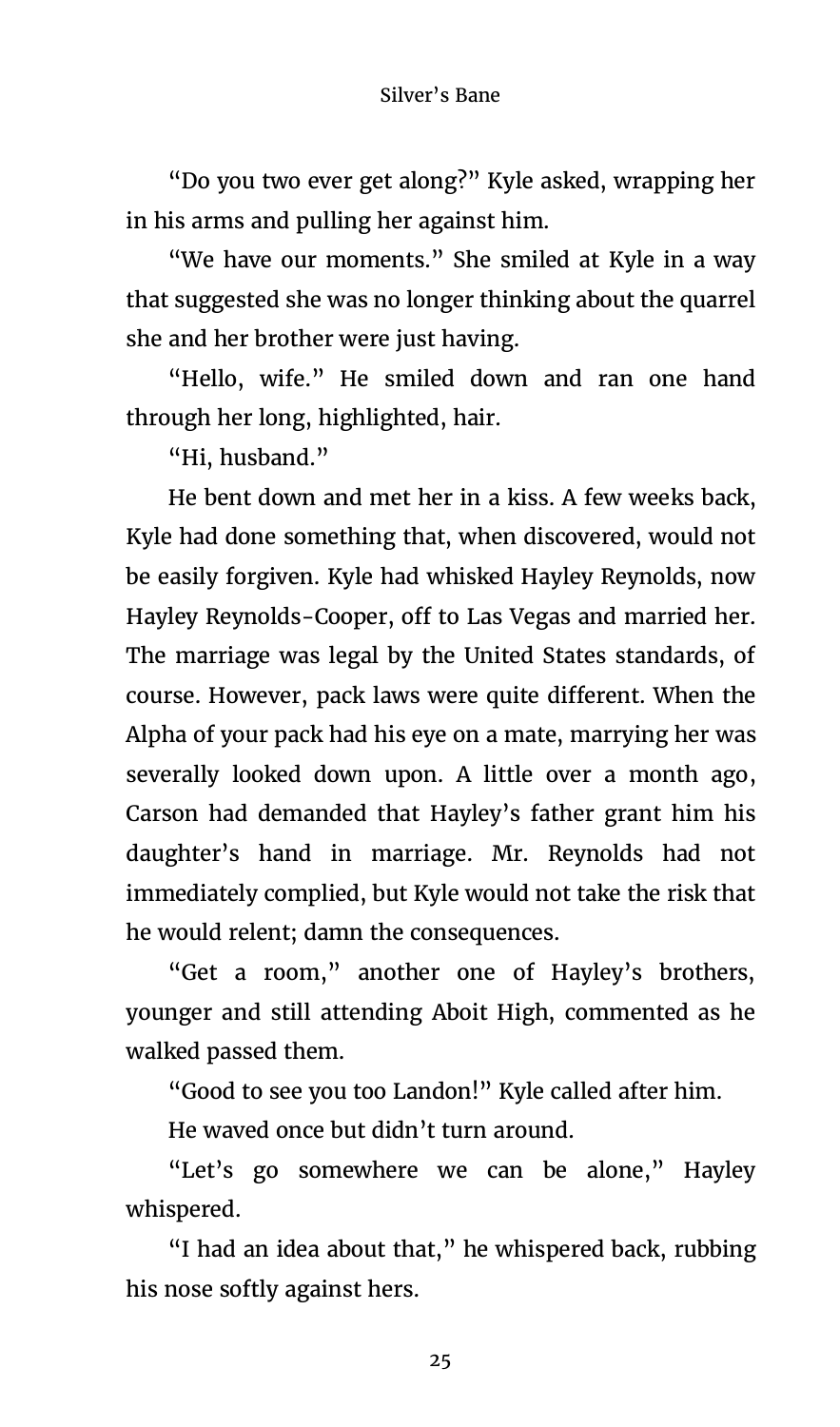"Do you two ever get along?" Kyle asked, wrapping her in his arms and pulling her against him.

"We have our moments." She smiled at Kyle in a way that suggested she was no longer thinking about the quarrel she and her brother were just having.

"Hello, wife." He smiled down and ran one hand through her long, highlighted, hair.

"Hi, husband."

He bent down and met her in a kiss. A few weeks back, Kyle had done something that, when discovered, would not be easily forgiven. Kyle had whisked Hayley Reynolds, now Hayley Reynolds-Cooper, off to Las Vegas and married her. The marriage was legal by the United States standards, of course. However, pack laws were quite different. When the Alpha of your pack had his eye on a mate, marrying her was severally looked down upon. A little over a month ago, Carson had demanded that Hayley's father grant him his daughter's hand in marriage. Mr. Reynolds had not immediately complied, but Kyle would not take the risk that he would relent; damn the consequences.

"Get a room," another one of Hayley's brothers, younger and still attending Aboit High, commented as he walked passed them.

"Good to see you too Landon!" Kyle called after him.

He waved once but didn't turn around.

"Let's go somewhere we can be alone," Hayley whispered.

"I had an idea about that," he whispered back, rubbing his nose softly against hers.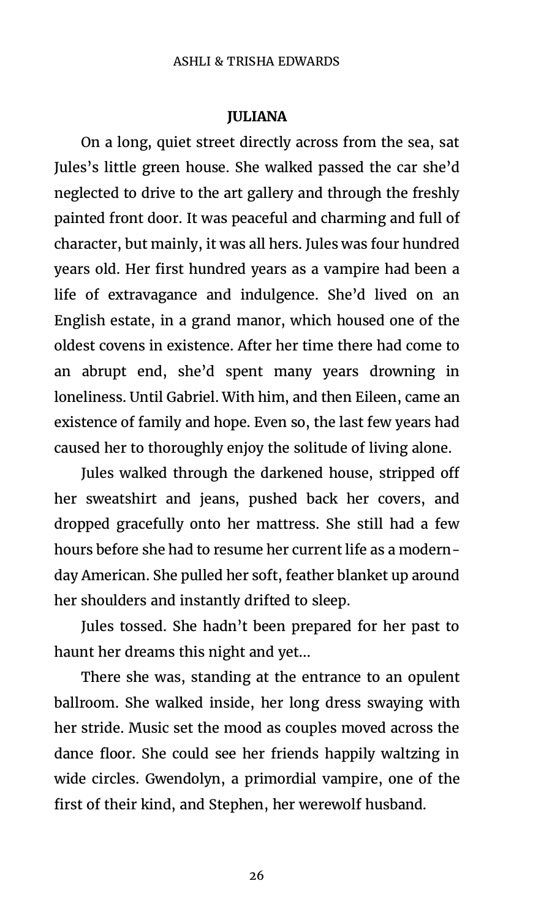**JULIANA**

On a long, quiet street directly across from the sea, sat Jules's little green house. She walked passed the car she'd neglected to drive to the art gallery and through the freshly painted front door. It was peaceful and charming and full of character, but mainly, it was all hers. Jules was four hundred years old. Her first hundred years as a vampire had been a life of extravagance and indulgence. She'd lived on an English estate, in a grand manor, which housed one of the oldest covens in existence. After her time there had come to an abrupt end, she'd spent many years drowning in loneliness. Until Gabriel. With him, and then Eileen, came an existence of family and hope. Even so, the last few years had caused her to thoroughly enjoy the solitude of living alone.

Jules walked through the darkened house, stripped off her sweatshirt and jeans, pushed back her covers, and dropped gracefully onto her mattress. She still had a few hours before she had to resume her current life as a modern-day American. She pulled her soft, feather blanket up around her shoulders and instantly drifted to sleep.

Jules tossed. She hadn't been prepared for her past to haunt her dreams this night and yet...

There she was, standing at the entrance to an opulent ballroom. She walked inside, her long dress swaying with her stride. Music set the mood as couples moved across the dance floor. She could see her friends happily waltzing in wide circles. Gwendolyn, a primordial vampire, one of the first of their kind, and Stephen, her werewolf husband.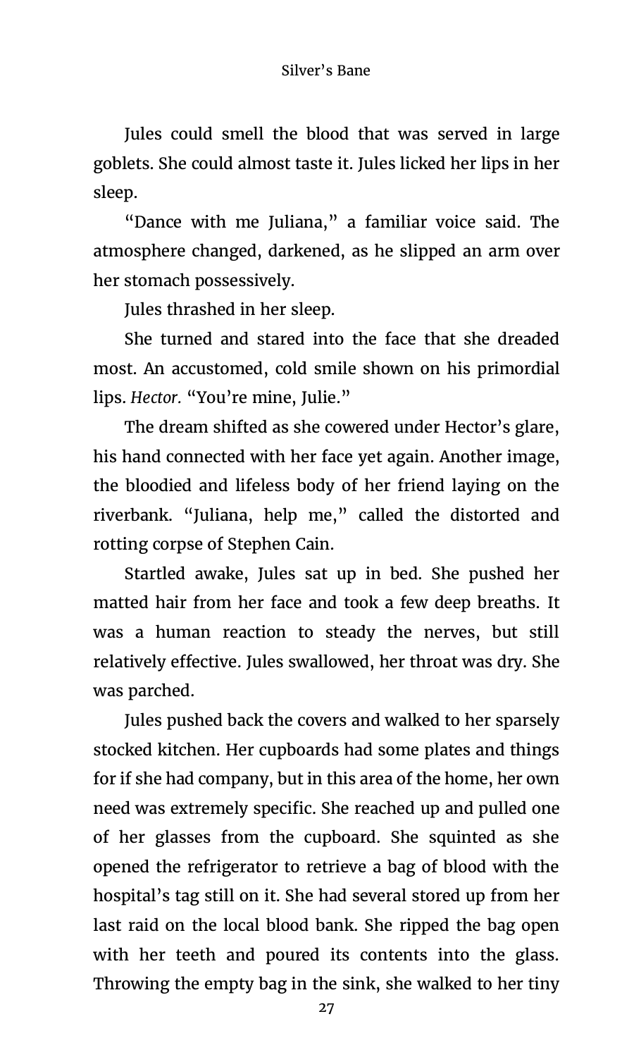Jules could smell the blood that was served in large goblets. She could almost taste it. Jules licked her lips in her sleep.

"Dance with me Juliana," a familiar voice said. The atmosphere changed, darkened, as he slipped an arm over her stomach possessively.

Jules thrashed in her sleep.

She turned and stared into the face that she dreaded most. An accustomed, cold smile shown on his primordial lips. *Hector.* "You're mine, Julie."

The dream shifted as she cowered under Hector's glare, his hand connected with her face yet again. Another image, the bloodied and lifeless body of her friend laying on the riverbank. "Juliana, help me," called the distorted and rotting corpse of Stephen Cain.

Startled awake, Jules sat up in bed. She pushed her matted hair from her face and took a few deep breaths. It was a human reaction to steady the nerves, but still relatively effective. Jules swallowed, her throat was dry. She was parched.

Jules pushed back the covers and walked to her sparsely stocked kitchen. Her cupboards had some plates and things for if she had company, but in this area of the home, her own need was extremely specific. She reached up and pulled one of her glasses from the cupboard. She squinted as she opened the refrigerator to retrieve a bag of blood with the hospital's tag still on it. She had several stored up from her last raid on the local blood bank. She ripped the bag open with her teeth and poured its contents into the glass. Throwing the empty bag in the sink, she walked to her tiny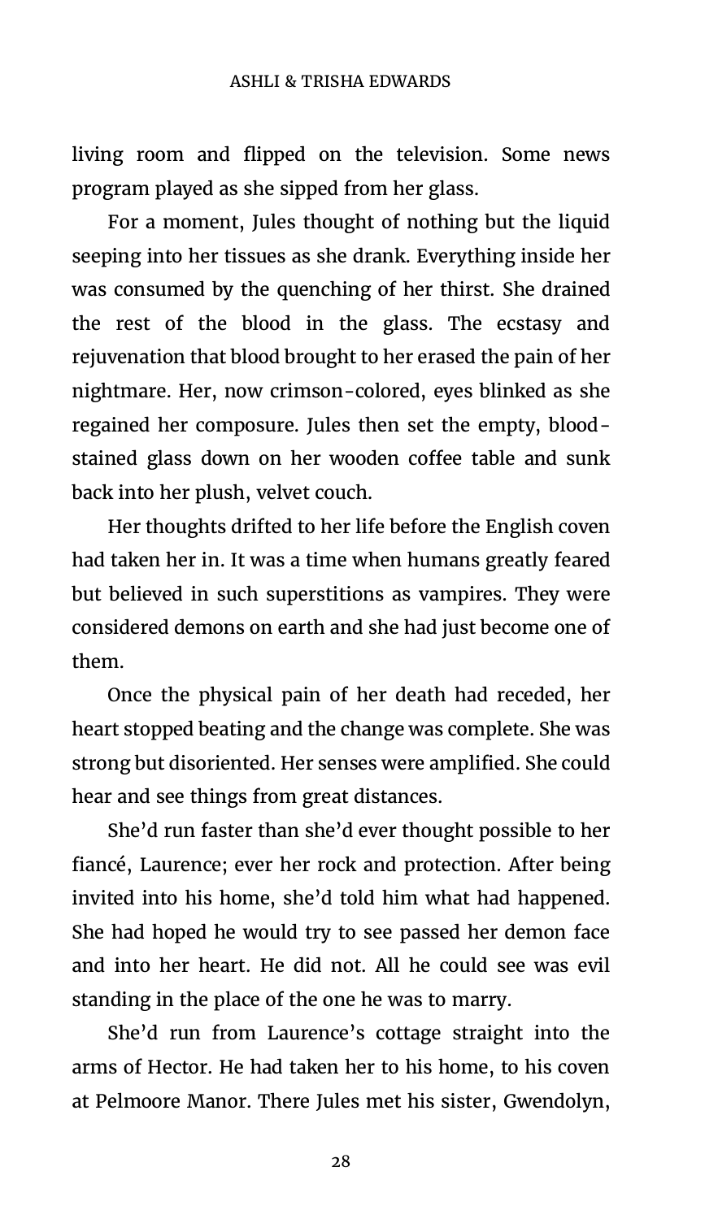living room and flipped on the television. Some news program played as she sipped from her glass.

For a moment, Jules thought of nothing but the liquid seeping into her tissues as she drank. Everything inside her was consumed by the quenching of her thirst. She drained the rest of the blood in the glass. The ecstasy and rejuvenation that blood brought to her erased the pain of her nightmare. Her, now crimson-colored, eyes blinked as she regained her composure. Jules then set the empty, blood-stained glass down on her wooden coffee table and sunk back into her plush, velvet couch.

Her thoughts drifted to her life before the English coven had taken her in. It was a time when humans greatly feared but believed in such superstitions as vampires. They were considered demons on earth and she had just become one of them.

Once the physical pain of her death had receded, her heart stopped beating and the change was complete. She was strong but disoriented. Her senses were amplified. She could hear and see things from great distances.

She'd run faster than she'd ever thought possible to her fiancé, Laurence; ever her rock and protection. After being invited into his home, she'd told him what had happened. She had hoped he would try to see passed her demon face and into her heart. He did not. All he could see was evil standing in the place of the one he was to marry.

She'd run from Laurence's cottage straight into the arms of Hector. He had taken her to his home, to his coven at Pelmoore Manor. There Jules met his sister, Gwendolyn,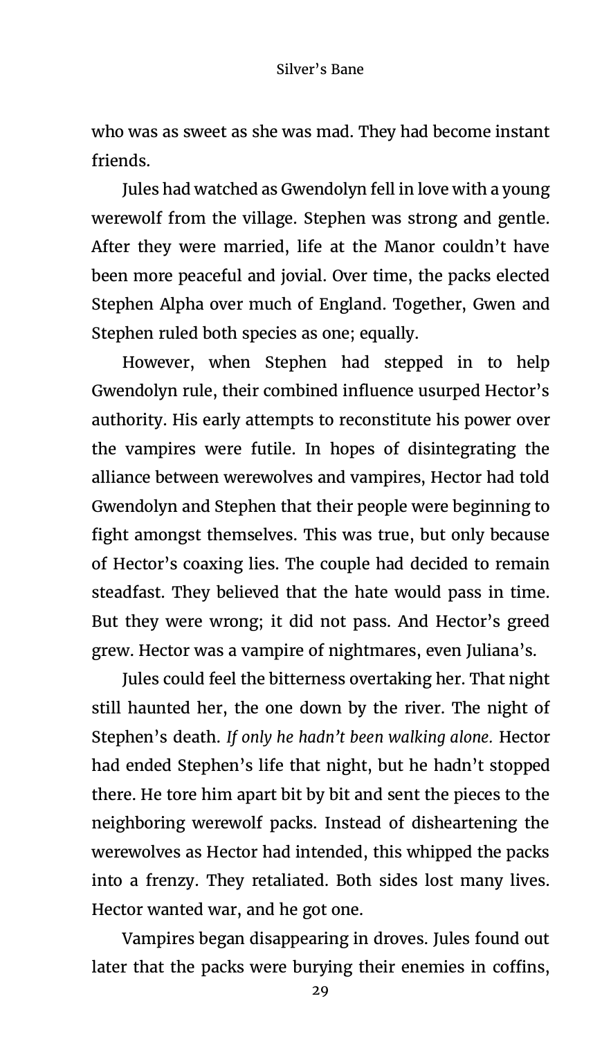who was as sweet as she was mad. They had become instant friends.

Jules had watched as Gwendolyn fell in love with a young werewolf from the village. Stephen was strong and gentle. After they were married, life at the Manor couldn't have been more peaceful and jovial. Over time, the packs elected Stephen Alpha over much of England. Together, Gwen and Stephen ruled both species as one; equally.

However, when Stephen had stepped in to help Gwendolyn rule, their combined influence usurped Hector's authority. His early attempts to reconstitute his power over the vampires were futile. In hopes of disintegrating the alliance between werewolves and vampires, Hector had told Gwendolyn and Stephen that their people were beginning to fight amongst themselves. This was true, but only because of Hector's coaxing lies. The couple had decided to remain steadfast. They believed that the hate would pass in time. But they were wrong; it did not pass. And Hector's greed grew. Hector was a vampire of nightmares, even Juliana's.

Jules could feel the bitterness overtaking her. That night still haunted her, the one down by the river. The night of Stephen's death. *If only he hadn't been walking alone.* Hector had ended Stephen's life that night, but he hadn't stopped there. He tore him apart bit by bit and sent the pieces to the neighboring werewolf packs. Instead of disheartening the werewolves as Hector had intended, this whipped the packs into a frenzy. They retaliated. Both sides lost many lives. Hector wanted war, and he got one.

Vampires began disappearing in droves. Jules found out later that the packs were burying their enemies in coffins,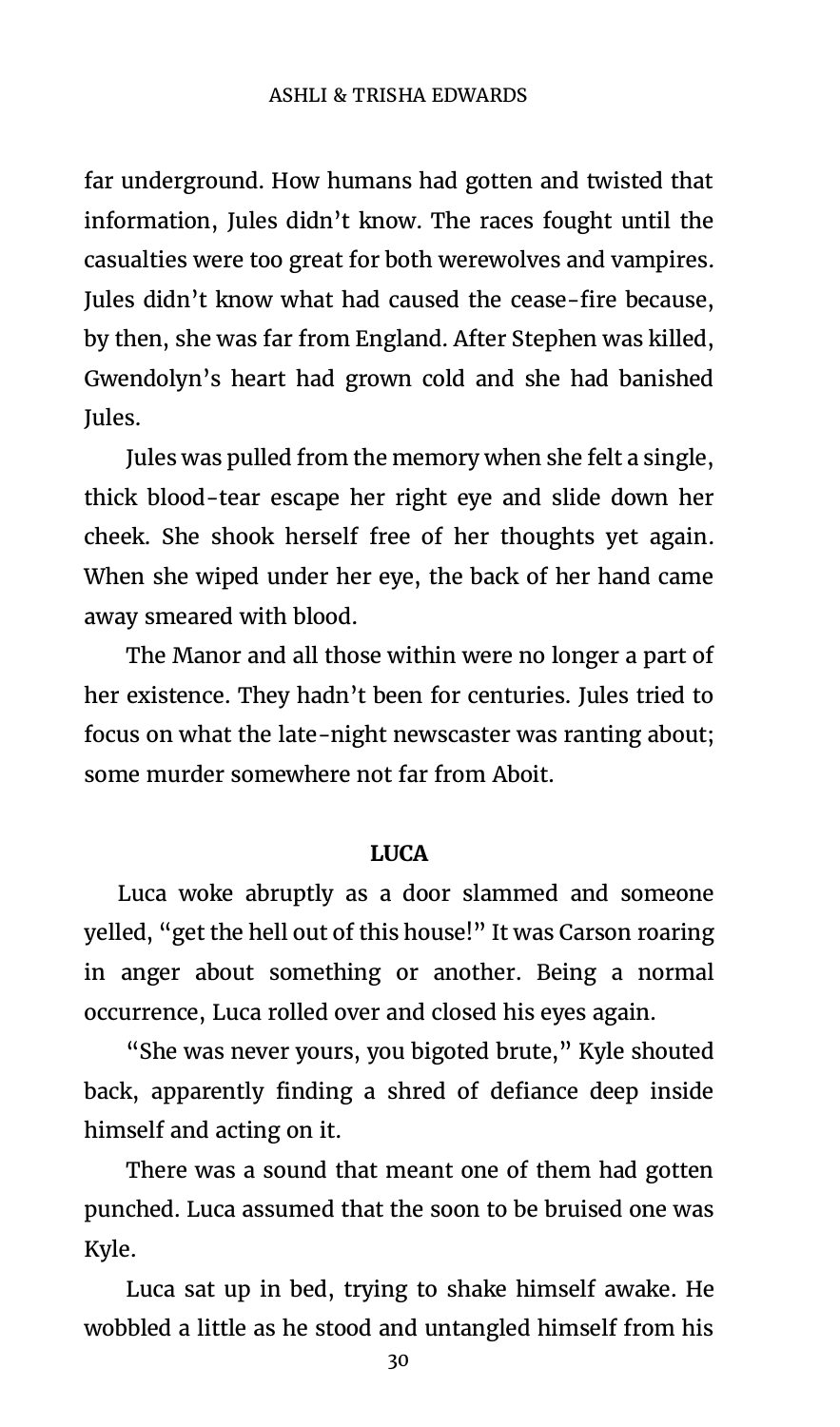far underground. How humans had gotten and twisted that information, Jules didn't know. The races fought until the casualties were too great for both werewolves and vampires. Jules didn't know what had caused the cease-fire because, by then, she was far from England. After Stephen was killed, Gwendolyn's heart had grown cold and she had banished Jules.

Jules was pulled from the memory when she felt a single, thick blood-tear escape her right eye and slide down her cheek. She shook herself free of her thoughts yet again. When she wiped under her eye, the back of her hand came away smeared with blood.

The Manor and all those within were no longer a part of her existence. They hadn't been for centuries. Jules tried to focus on what the late-night newscaster was ranting about; some murder somewhere not far from Aboit.

**LUCA**

Luca woke abruptly as a door slammed and someone yelled, "get the hell out of this house!" It was Carson roaring in anger about something or another. Being a normal occurrence, Luca rolled over and closed his eyes again.

"She was never yours, you bigoted brute," Kyle shouted back, apparently finding a shred of defiance deep inside himself and acting on it.

There was a sound that meant one of them had gotten punched. Luca assumed that the soon to be bruised one was Kyle.

Luca sat up in bed, trying to shake himself awake. He wobbled a little as he stood and untangled himself from his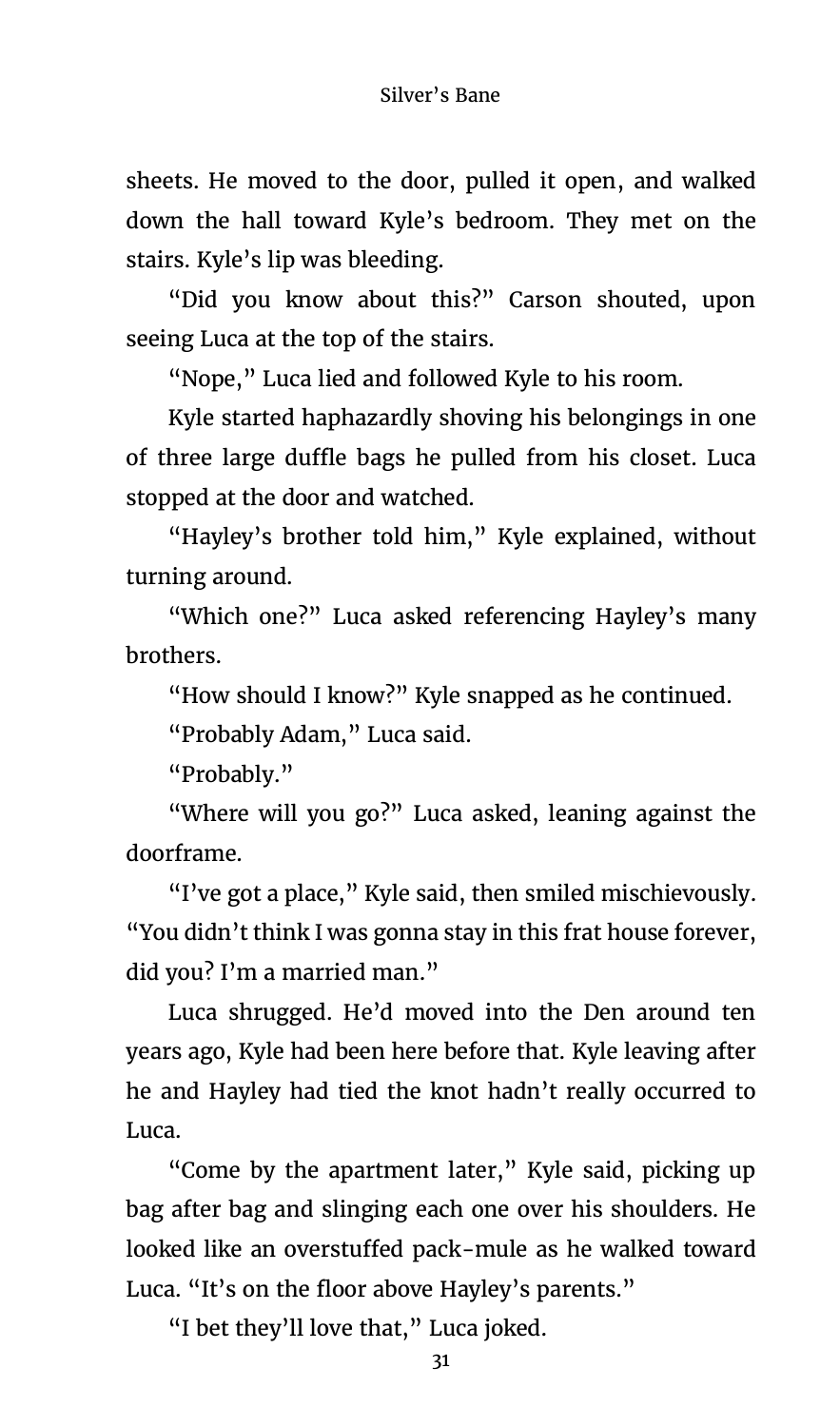sheets. He moved to the door, pulled it open, and walked down the hall toward Kyle's bedroom. They met on the stairs. Kyle's lip was bleeding.

"Did you know about this?" Carson shouted, upon seeing Luca at the top of the stairs.

"Nope," Luca lied and followed Kyle to his room.

Kyle started haphazardly shoving his belongings in one of three large duffle bags he pulled from his closet. Luca stopped at the door and watched.

"Hayley's brother told him," Kyle explained, without turning around.

"Which one?" Luca asked referencing Hayley's many brothers.

"How should I know?" Kyle snapped as he continued.

"Probably Adam," Luca said.

"Probably."

"Where will you go?" Luca asked, leaning against the doorframe.

"I've got a place," Kyle said, then smiled mischievously. "You didn't think I was gonna stay in this frat house forever, did you? I'm a married man."

Luca shrugged. He'd moved into the Den around ten years ago, Kyle had been here before that. Kyle leaving after he and Hayley had tied the knot hadn't really occurred to Luca.

"Come by the apartment later," Kyle said, picking up bag after bag and slinging each one over his shoulders. He looked like an overstuffed pack-mule as he walked toward Luca. "It's on the floor above Hayley's parents."

"I bet they'll love that," Luca joked.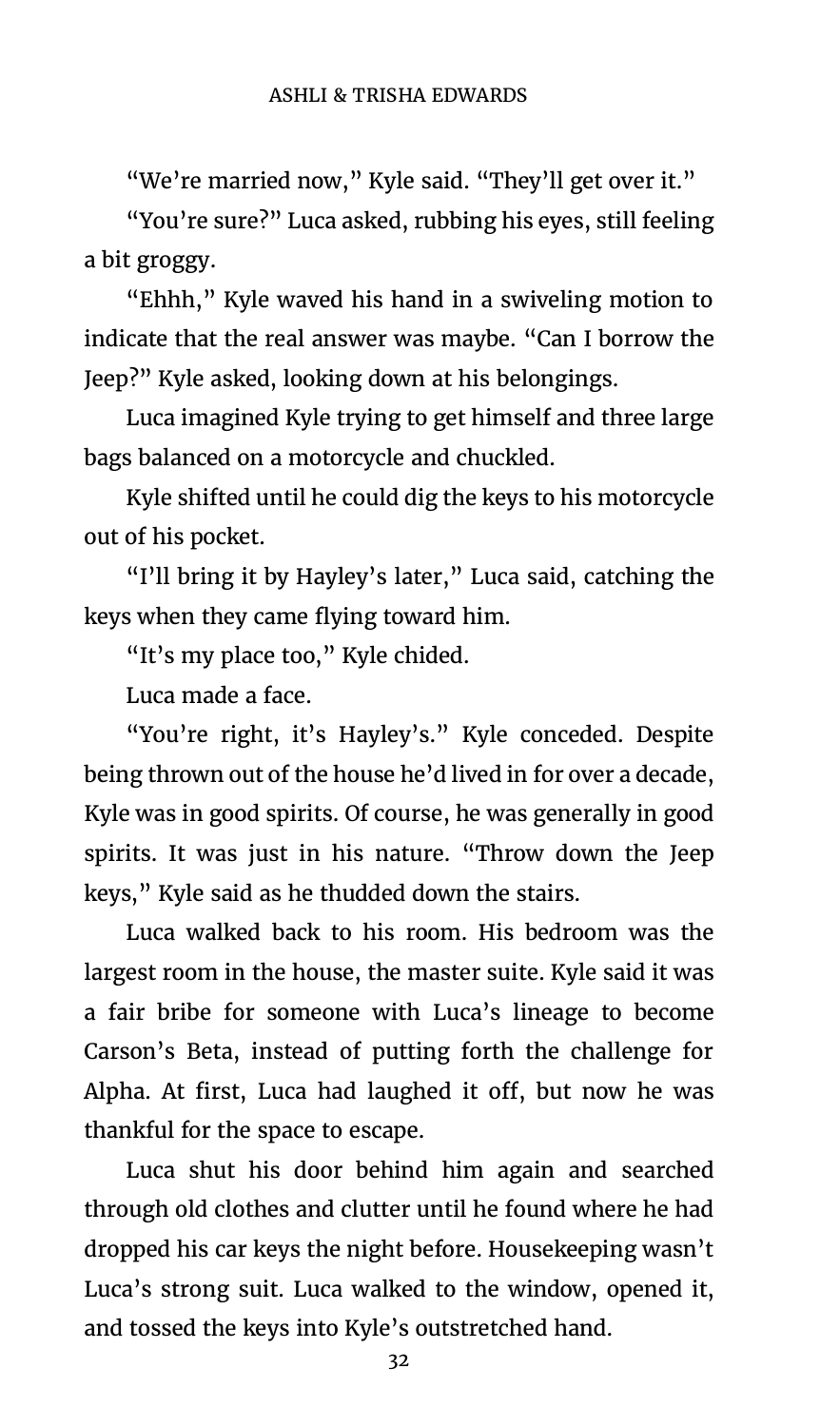"We're married now," Kyle said. "They'll get over it."

"You're sure?" Luca asked, rubbing his eyes, still feeling a bit groggy.

"Ehhh," Kyle waved his hand in a swiveling motion to indicate that the real answer was maybe. "Can I borrow the Jeep?" Kyle asked, looking down at his belongings.

Luca imagined Kyle trying to get himself and three large bags balanced on a motorcycle and chuckled.

Kyle shifted until he could dig the keys to his motorcycle out of his pocket.

"I'll bring it by Hayley's later," Luca said, catching the keys when they came flying toward him.

"It's my place too," Kyle chided.

Luca made a face.

"You're right, it's Hayley's." Kyle conceded. Despite being thrown out of the house he'd lived in for over a decade, Kyle was in good spirits. Of course, he was generally in good spirits. It was just in his nature. "Throw down the Jeep keys," Kyle said as he thudded down the stairs.

Luca walked back to his room. His bedroom was the largest room in the house, the master suite. Kyle said it was a fair bribe for someone with Luca's lineage to become Carson's Beta, instead of putting forth the challenge for Alpha. At first, Luca had laughed it off, but now he was thankful for the space to escape.

Luca shut his door behind him again and searched through old clothes and clutter until he found where he had dropped his car keys the night before. Housekeeping wasn't Luca's strong suit. Luca walked to the window, opened it, and tossed the keys into Kyle's outstretched hand.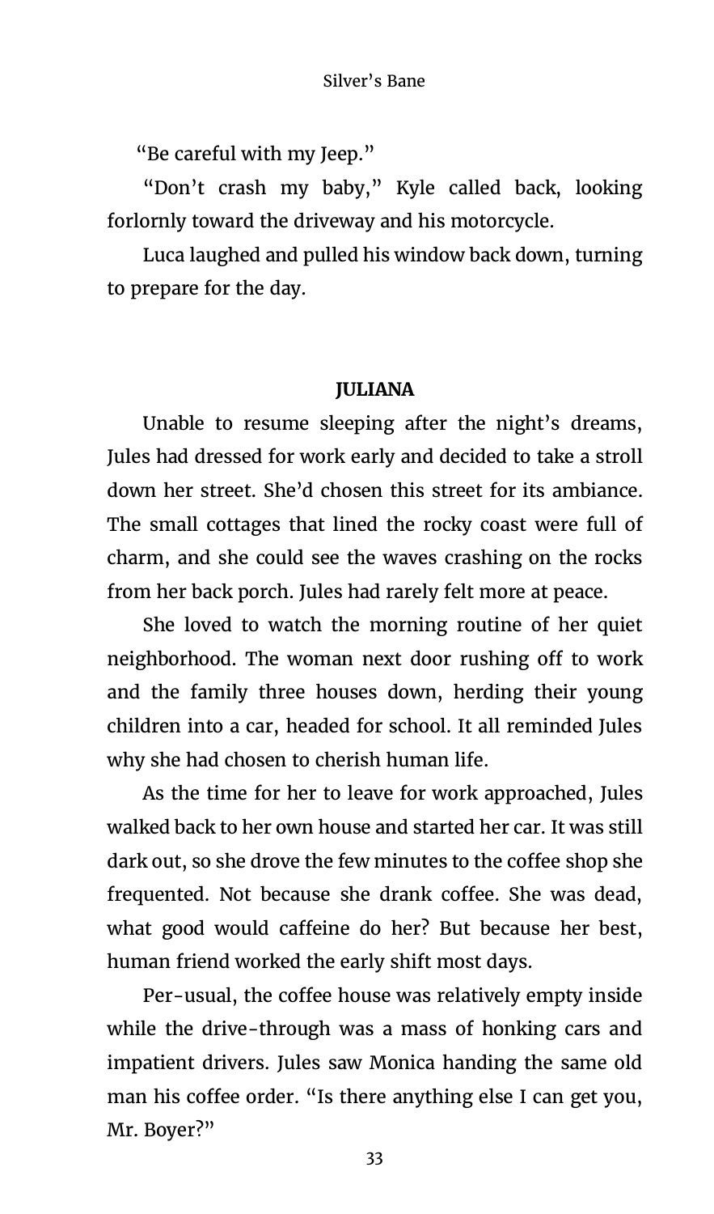"Be careful with my Jeep."

"Don't crash my baby," Kyle called back, looking forlornly toward the driveway and his motorcycle.

Luca laughed and pulled his window back down, turning to prepare for the day.

**JULIANA**

Unable to resume sleeping after the night's dreams, Jules had dressed for work early and decided to take a stroll down her street. She'd chosen this street for its ambiance. The small cottages that lined the rocky coast were full of charm, and she could see the waves crashing on the rocks from her back porch. Jules had rarely felt more at peace.

She loved to watch the morning routine of her quiet neighborhood. The woman next door rushing off to work and the family three houses down, herding their young children into a car, headed for school. It all reminded Jules why she had chosen to cherish human life.

As the time for her to leave for work approached, Jules walked back to her own house and started her car. It was still dark out, so she drove the few minutes to the coffee shop she frequented. Not because she drank coffee. She was dead, what good would caffeine do her? But because her best, human friend worked the early shift most days.

Per-usual, the coffee house was relatively empty inside while the drive-through was a mass of honking cars and impatient drivers. Jules saw Monica handing the same old man his coffee order. "Is there anything else I can get you, Mr. Boyer?"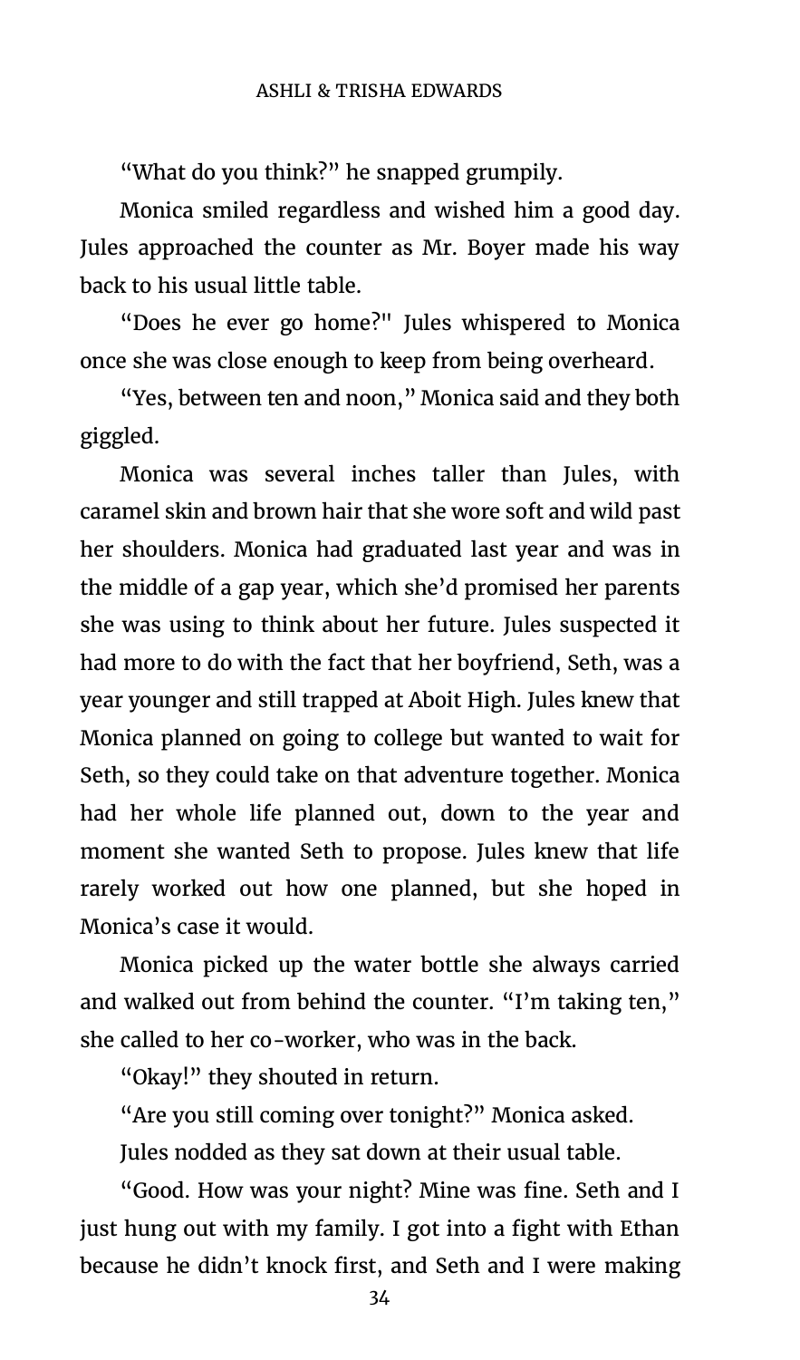"What do you think?" he snapped grumpily.

Monica smiled regardless and wished him a good day. Jules approached the counter as Mr. Boyer made his way back to his usual little table.

"Does he ever go home?" Jules whispered to Monica once she was close enough to keep from being overheard.

"Yes, between ten and noon," Monica said and they both giggled.

Monica was several inches taller than Jules, with caramel skin and brown hair that she wore soft and wild past her shoulders. Monica had graduated last year and was in the middle of a gap year, which she'd promised her parents she was using to think about her future. Jules suspected it had more to do with the fact that her boyfriend, Seth, was a year younger and still trapped at Aboit High. Jules knew that Monica planned on going to college but wanted to wait for Seth, so they could take on that adventure together. Monica had her whole life planned out, down to the year and moment she wanted Seth to propose. Jules knew that life rarely worked out how one planned, but she hoped in Monica's case it would.

Monica picked up the water bottle she always carried and walked out from behind the counter. "I'm taking ten," she called to her co-worker, who was in the back.

"Okay!" they shouted in return.

"Are you still coming over tonight?" Monica asked.

Jules nodded as they sat down at their usual table.

"Good. How was your night? Mine was fine. Seth and I just hung out with my family. I got into a fight with Ethan because he didn't knock first, and Seth and I were making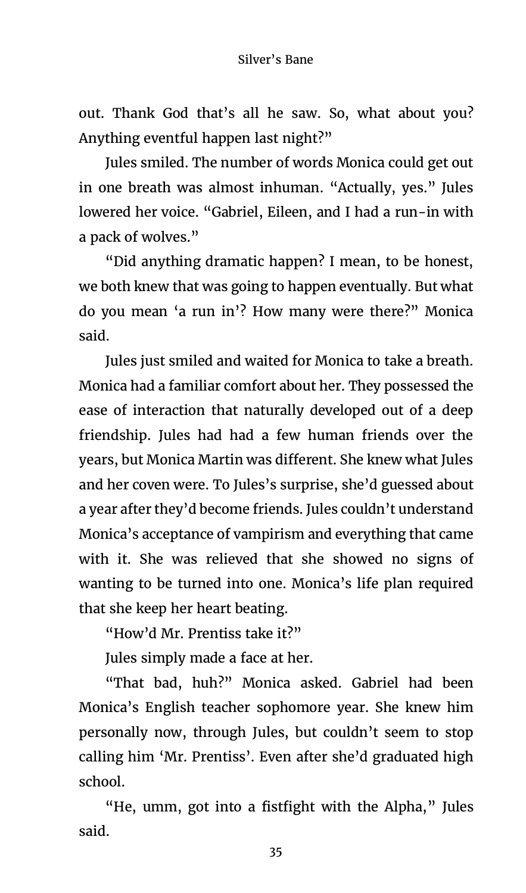out. Thank God that's all he saw. So, what about you? Anything eventful happen last night?"

Jules smiled. The number of words Monica could get out in one breath was almost inhuman. "Actually, yes." Jules lowered her voice. "Gabriel, Eileen, and I had a run-in with a pack of wolves."

"Did anything dramatic happen? I mean, to be honest, we both knew that was going to happen eventually. But what do you mean 'a run in'? How many were there?" Monica said.

Jules just smiled and waited for Monica to take a breath. Monica had a familiar comfort about her. They possessed the ease of interaction that naturally developed out of a deep friendship. Jules had had a few human friends over the years, but Monica Martin was different. She knew what Jules and her coven were. To Jules's surprise, she'd guessed about a year after they'd become friends. Jules couldn't understand Monica's acceptance of vampirism and everything that came with it. She was relieved that she showed no signs of wanting to be turned into one. Monica's life plan required that she keep her heart beating.

"How'd Mr. Prentiss take it?"

Jules simply made a face at her.

"That bad, huh?" Monica asked. Gabriel had been Monica's English teacher sophomore year. She knew him personally now, through Jules, but couldn't seem to stop calling him 'Mr. Prentiss'. Even after she'd graduated high school.

"He, umm, got into a fistfight with the Alpha," Jules said.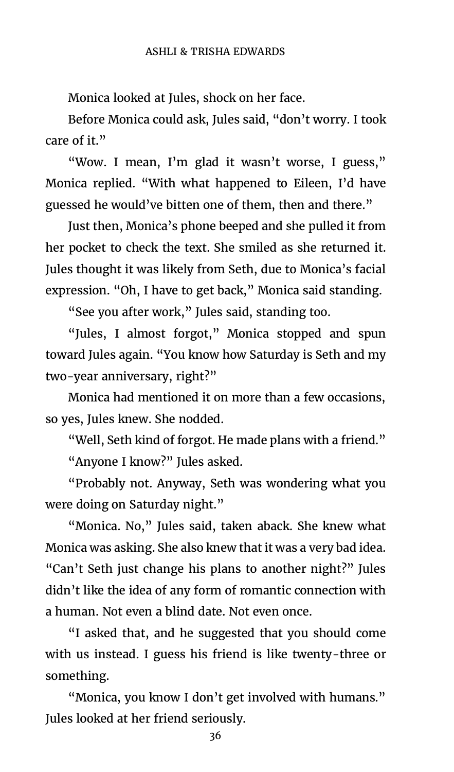Monica looked at Jules, shock on her face.

Before Monica could ask, Jules said, "don't worry. I took care of it."

"Wow. I mean, I'm glad it wasn't worse, I guess," Monica replied. "With what happened to Eileen, I'd have guessed he would've bitten one of them, then and there."

Just then, Monica's phone beeped and she pulled it from her pocket to check the text. She smiled as she returned it. Jules thought it was likely from Seth, due to Monica's facial expression. "Oh, I have to get back," Monica said standing.

"See you after work," Jules said, standing too.

"Jules, I almost forgot," Monica stopped and spun toward Jules again. "You know how Saturday is Seth and my two-year anniversary, right?"

Monica had mentioned it on more than a few occasions, so yes, Jules knew. She nodded.

"Well, Seth kind of forgot. He made plans with a friend."

"Anyone I know?" Jules asked.

"Probably not. Anyway, Seth was wondering what you were doing on Saturday night."

"Monica. No," Jules said, taken aback. She knew what Monica was asking. She also knew that it was a very bad idea. "Can't Seth just change his plans to another night?" Jules didn't like the idea of any form of romantic connection with a human. Not even a blind date. Not even once.

"I asked that, and he suggested that you should come with us instead. I guess his friend is like twenty-three or something.

"Monica, you know I don't get involved with humans." Jules looked at her friend seriously.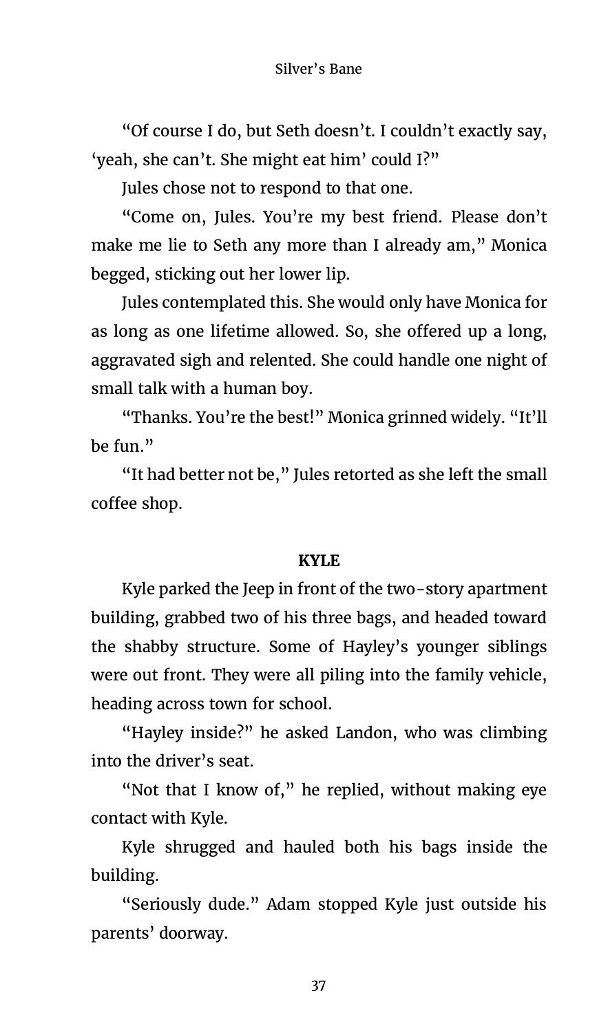"Of course I do, but Seth doesn't. I couldn't exactly say, 'yeah, she can't. She might eat him' could I?"

Jules chose not to respond to that one.

"Come on, Jules. You're my best friend. Please don't make me lie to Seth any more than I already am," Monica begged, sticking out her lower lip.

Jules contemplated this. She would only have Monica for as long as one lifetime allowed. So, she offered up a long, aggravated sigh and relented. She could handle one night of small talk with a human boy.

"Thanks. You're the best!" Monica grinned widely. "It'll be fun."

"It had better not be," Jules retorted as she left the small coffee shop.

**KYLE**

Kyle parked the Jeep in front of the two-story apartment building, grabbed two of his three bags, and headed toward the shabby structure. Some of Hayley's younger siblings were out front. They were all piling into the family vehicle, heading across town for school.

"Hayley inside?" he asked Landon, who was climbing into the driver's seat.

"Not that I know of," he replied, without making eye contact with Kyle.

Kyle shrugged and hauled both his bags inside the building.

"Seriously dude." Adam stopped Kyle just outside his parents' doorway.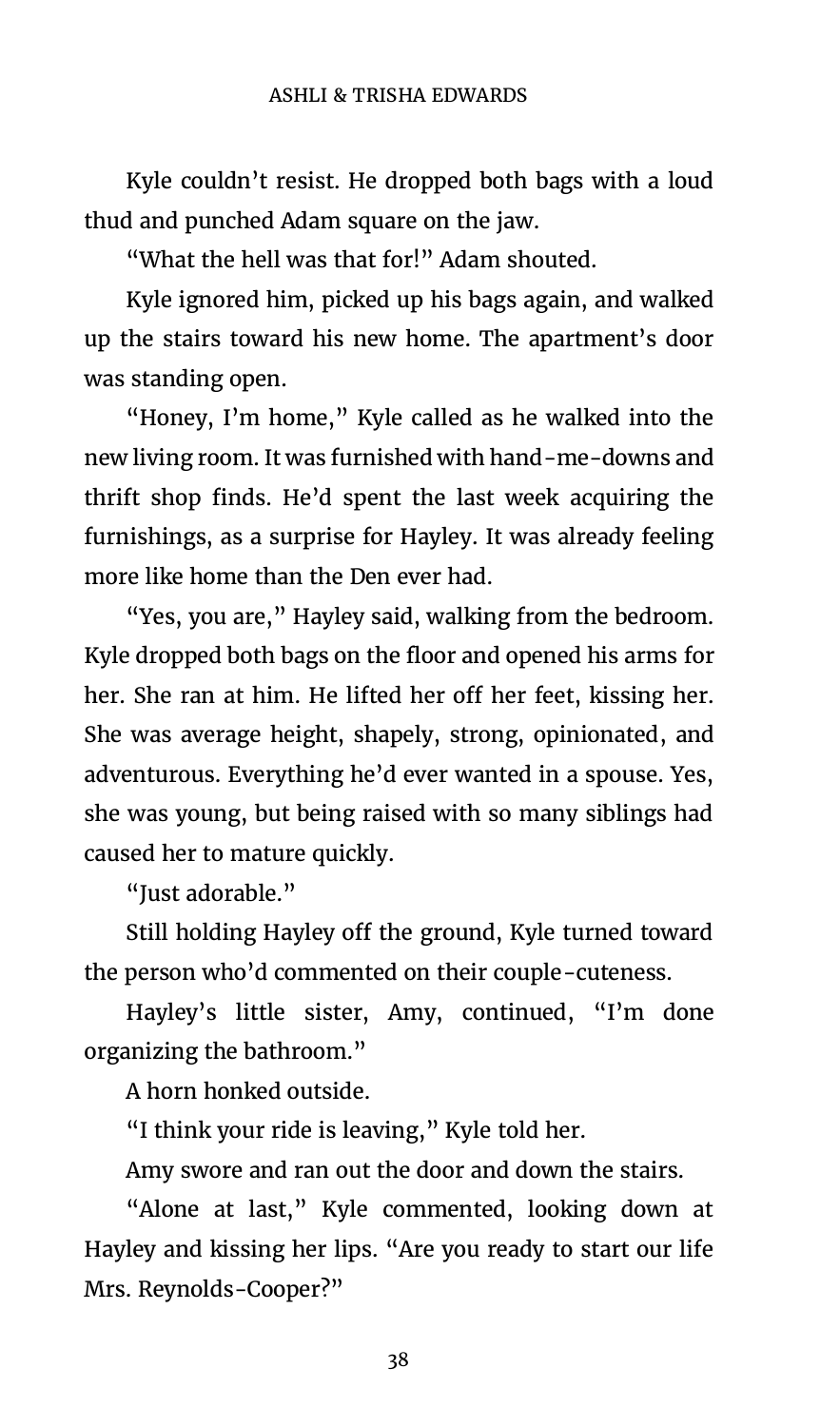Kyle couldn't resist. He dropped both bags with a loud thud and punched Adam square on the jaw.

"What the hell was that for!" Adam shouted.

Kyle ignored him, picked up his bags again, and walked up the stairs toward his new home. The apartment's door was standing open.

"Honey, I'm home," Kyle called as he walked into the new living room. It was furnished with hand-me-downs and thrift shop finds. He'd spent the last week acquiring the furnishings, as a surprise for Hayley. It was already feeling more like home than the Den ever had.

"Yes, you are," Hayley said, walking from the bedroom. Kyle dropped both bags on the floor and opened his arms for her. She ran at him. He lifted her off her feet, kissing her. She was average height, shapely, strong, opinionated, and adventurous. Everything he'd ever wanted in a spouse. Yes, she was young, but being raised with so many siblings had caused her to mature quickly.

"Just adorable."

Still holding Hayley off the ground, Kyle turned toward the person who'd commented on their couple-cuteness.

Hayley's little sister, Amy, continued, "I'm done organizing the bathroom."

A horn honked outside.

"I think your ride is leaving," Kyle told her.

Amy swore and ran out the door and down the stairs.

"Alone at last," Kyle commented, looking down at Hayley and kissing her lips. "Are you ready to start our life Mrs. Reynolds-Cooper?"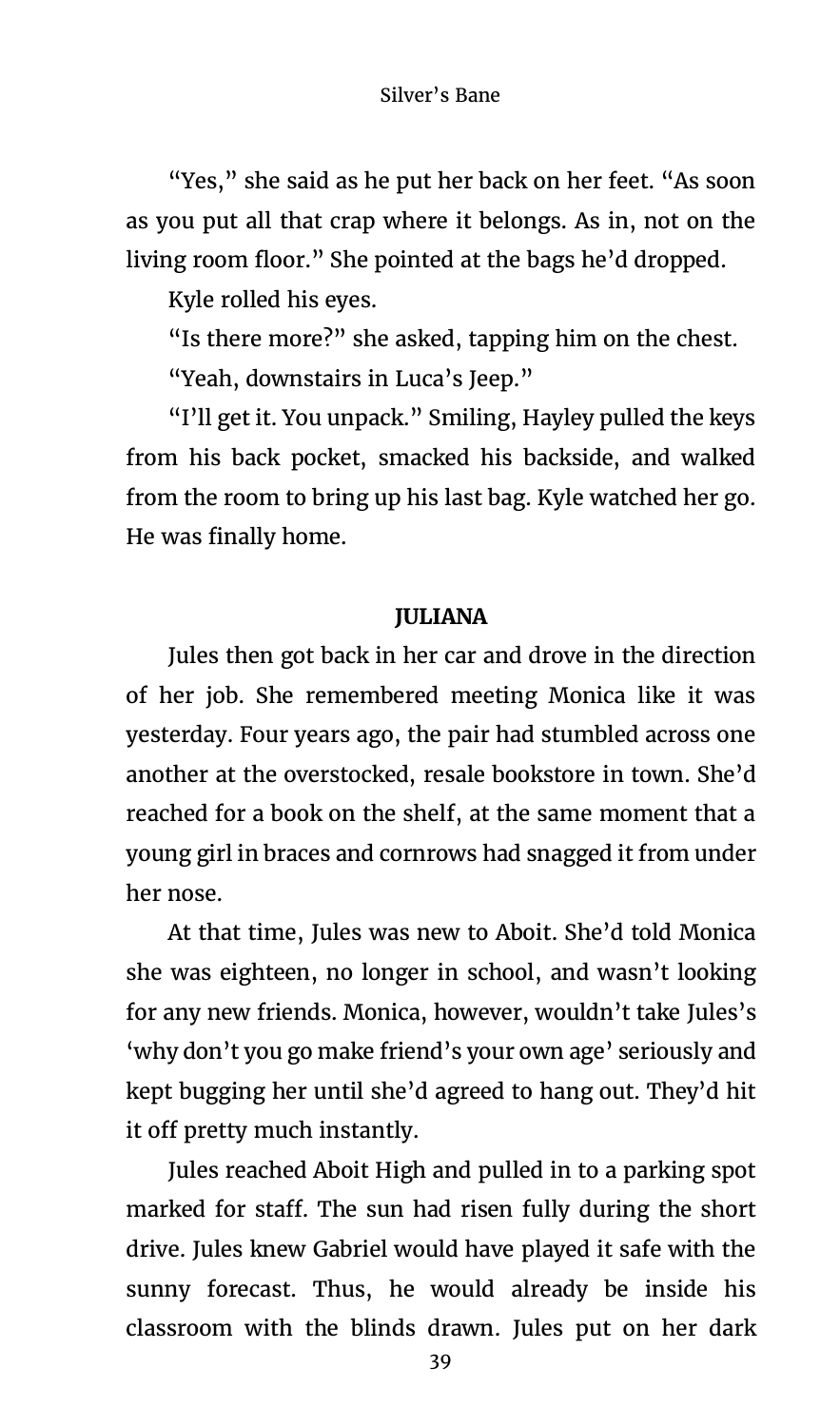"Yes," she said as he put her back on her feet. "As soon as you put all that crap where it belongs. As in, not on the living room floor." She pointed at the bags he'd dropped.

Kyle rolled his eyes.

"Is there more?" she asked, tapping him on the chest.

"Yeah, downstairs in Luca's Jeep."

"I'll get it. You unpack." Smiling, Hayley pulled the keys from his back pocket, smacked his backside, and walked from the room to bring up his last bag. Kyle watched her go. He was finally home.

**JULIANA**

Jules then got back in her car and drove in the direction of her job. She remembered meeting Monica like it was yesterday. Four years ago, the pair had stumbled across one another at the overstocked, resale bookstore in town. She'd reached for a book on the shelf, at the same moment that a young girl in braces and cornrows had snagged it from under her nose.

At that time, Jules was new to Aboit. She'd told Monica she was eighteen, no longer in school, and wasn't looking for any new friends. Monica, however, wouldn't take Jules's 'why don't you go make friend's your own age' seriously and kept bugging her until she'd agreed to hang out. They'd hit it off pretty much instantly.

Jules reached Aboit High and pulled in to a parking spot marked for staff. The sun had risen fully during the short drive. Jules knew Gabriel would have played it safe with the sunny forecast. Thus, he would already be inside his classroom with the blinds drawn. Jules put on her dark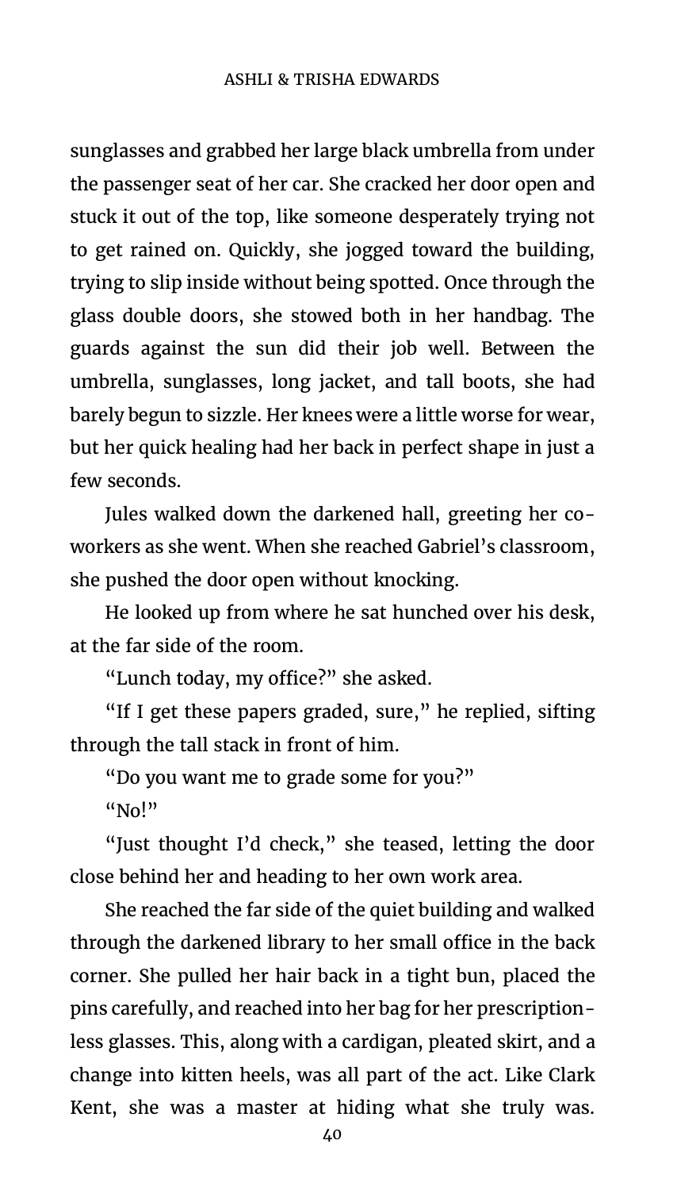sunglasses and grabbed her large black umbrella from under the passenger seat of her car. She cracked her door open and stuck it out of the top, like someone desperately trying not to get rained on. Quickly, she jogged toward the building, trying to slip inside without being spotted. Once through the glass double doors, she stowed both in her handbag. The guards against the sun did their job well. Between the umbrella, sunglasses, long jacket, and tall boots, she had barely begun to sizzle. Her knees were a little worse for wear, but her quick healing had her back in perfect shape in just a few seconds.

Jules walked down the darkened hall, greeting her co-workers as she went. When she reached Gabriel's classroom, she pushed the door open without knocking.

He looked up from where he sat hunched over his desk, at the far side of the room.

"Lunch today, my office?" she asked.

"If I get these papers graded, sure," he replied, sifting through the tall stack in front of him.

"Do you want me to grade some for you?"

"No!"

"Just thought I'd check," she teased, letting the door close behind her and heading to her own work area.

She reached the far side of the quiet building and walked through the darkened library to her small office in the back corner. She pulled her hair back in a tight bun, placed the pins carefully, and reached into her bag for her prescription-less glasses. This, along with a cardigan, pleated skirt, and a change into kitten heels, was all part of the act. Like Clark Kent, she was a master at hiding what she truly was.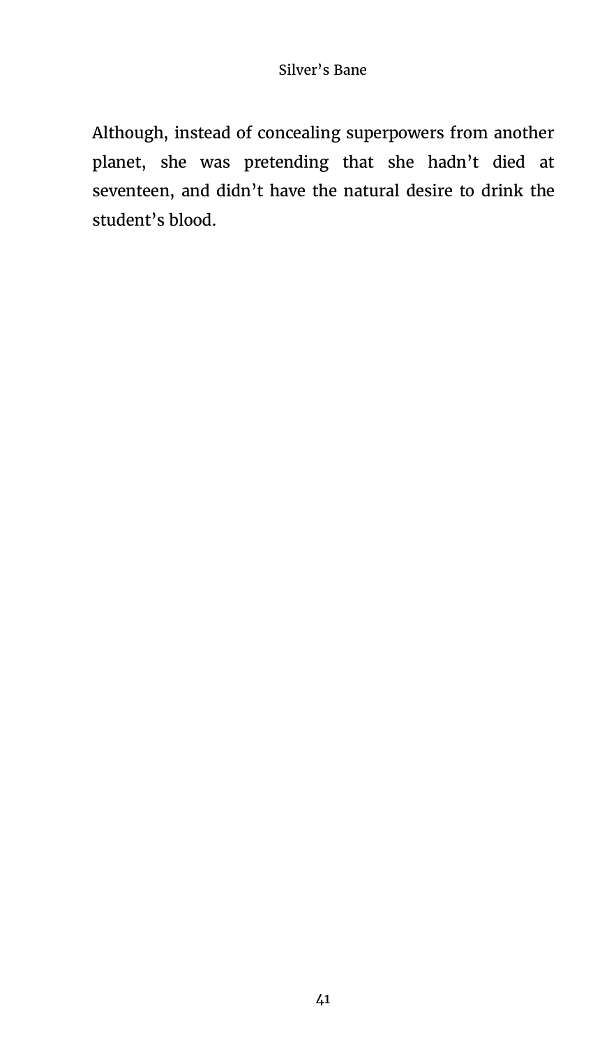Although, instead of concealing superpowers from another planet, she was pretending that she hadn't died at seventeen, and didn't have the natural desire to drink the student's blood.